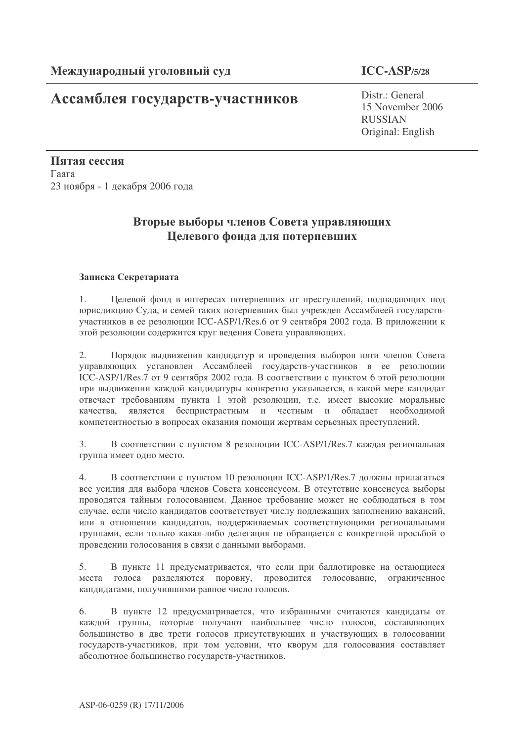**Международный уголовный суд**

**ICC-ASP/5/28**

# Ассамблея государств-участников

Distr.: General
15 November 2006
RUSSIAN
Original: English

**Пятая сессия**
Гаага
23 ноября - 1 декабря 2006 года

## Вторые выборы членов Совета управляющих Целевого фонда для потерпевших

**Записка Секретариата**

1. Целевой фонд в интересах потерпевших от преступлений, подпадающих под юрисдикцию Суда, и семей таких потерпевших был учрежден Ассамблеей государств-участников в ее резолюции ICC-ASP/1/Res.6 от 9 сентября 2002 года. В приложении к этой резолюции содержится круг ведения Совета управляющих.

2. Порядок выдвижения кандидатур и проведения выборов пяти членов Совета управляющих установлен Ассамблеей государств-участников в ее резолюции ICC-ASP/1/Res.7 от 9 сентября 2002 года. В соответствии с пунктом 6 этой резолюции при выдвижении каждой кандидатуры конкретно указывается, в какой мере кандидат отвечает требованиям пункта 1 этой резолюции, т.е. имеет высокие моральные качества, является беспристрастным и честным и обладает необходимой компетентностью в вопросах оказания помощи жертвам серьезных преступлений.

3. В соответствии с пунктом 8 резолюции ICC-ASP/1/Res.7 каждая региональная группа имеет одно место.

4. В соответствии с пунктом 10 резолюции ICC-ASP/1/Res.7 должны прилагаться все усилия для выбора членов Совета консенсусом. В отсутствие консенсуса выборы проводятся тайным голосованием. Данное требование может не соблюдаться в том случае, если число кандидатов соответствует числу подлежащих заполнению вакансий, или в отношении кандидатов, поддерживаемых соответствующими региональными группами, если только какая-либо делегация не обращается с конкретной просьбой о проведении голосования в связи с данными выборами.

5. В пункте 11 предусматривается, что если при баллотировке на остающиеся места голоса разделяются поровну, проводится голосование, ограниченное кандидатами, получившими равное число голосов.

6. В пункте 12 предусматривается, что избранными считаются кандидаты от каждой группы, которые получают наибольшее число голосов, составляющих большинство в две трети голосов присутствующих и участвующих в голосовании государств-участников, при том условии, что кворум для голосования составляет абсолютное большинство государств-участников.

ASP-06-0259 (R) 17/11/2006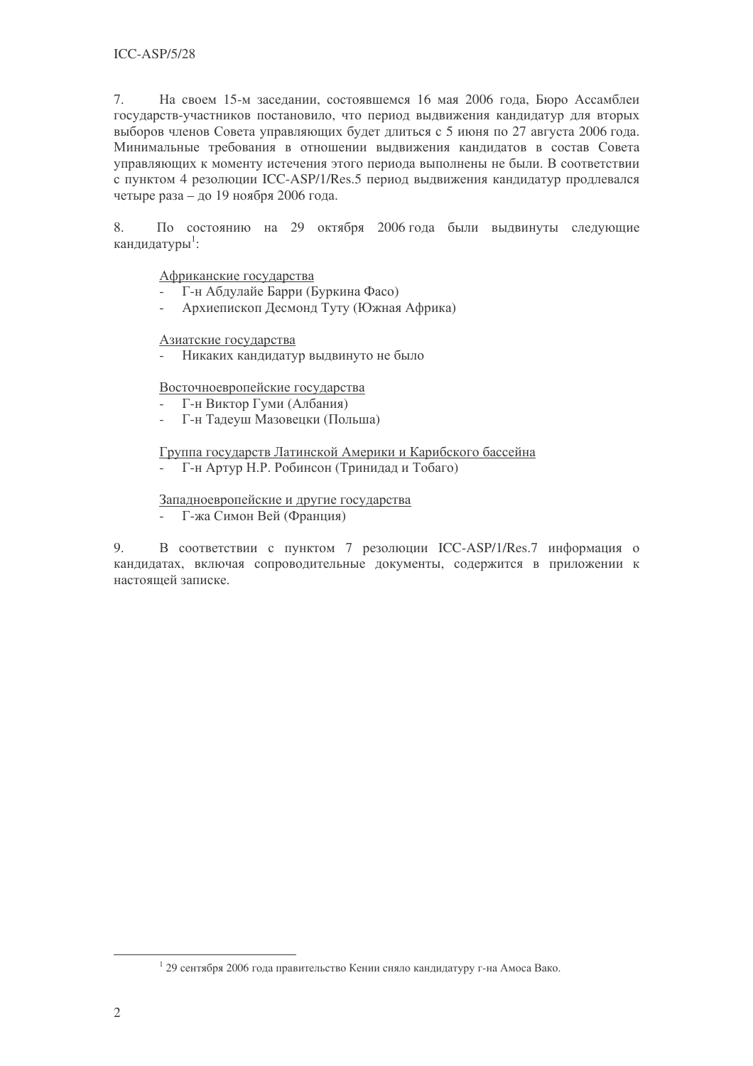7. На своем 15-м заседании, состоявшемся 16 мая 2006 года, Бюро Ассамблеи государств-участников постановило, что период выдвижения кандидатур для вторых выборов членов Совета управляющих будет длиться с 5 июня по 27 августа 2006 года. Минимальные требования в отношении выдвижения кандидатов в состав Совета управляющих к моменту истечения этого периода выполнены не были. В соответствии с пунктом 4 резолюции ICC-ASP/1/Res.5 период выдвижения кандидатур продлевался четыре раза – до 19 ноября 2006 года.

8. По состоянию на 29 октября 2006 года были выдвинуты следующие кандидатуры[1]:

Африканские государства
- Г-н Абдулайе Барри (Буркина Фасо)
- Архиепископ Десмонд Туту (Южная Африка)

Азиатские государства
- Никаких кандидатур выдвинуто не было

Восточноевропейские государства
- Г-н Виктор Гуми (Албания)
- Г-н Тадеуш Мазовецки (Польша)

Группа государств Латинской Америки и Карибского бассейна
- Г-н Артур Н.Р. Робинсон (Тринидад и Тобаго)

Западноевропейские и другие государства
- Г-жа Симон Вей (Франция)

9. В соответствии с пунктом 7 резолюции ICC-ASP/1/Res.7 информация о кандидатах, включая сопроводительные документы, содержится в приложении к настоящей записке.

[1] 29 сентября 2006 года правительство Кении сняло кандидатуру г-на Амоса Вако.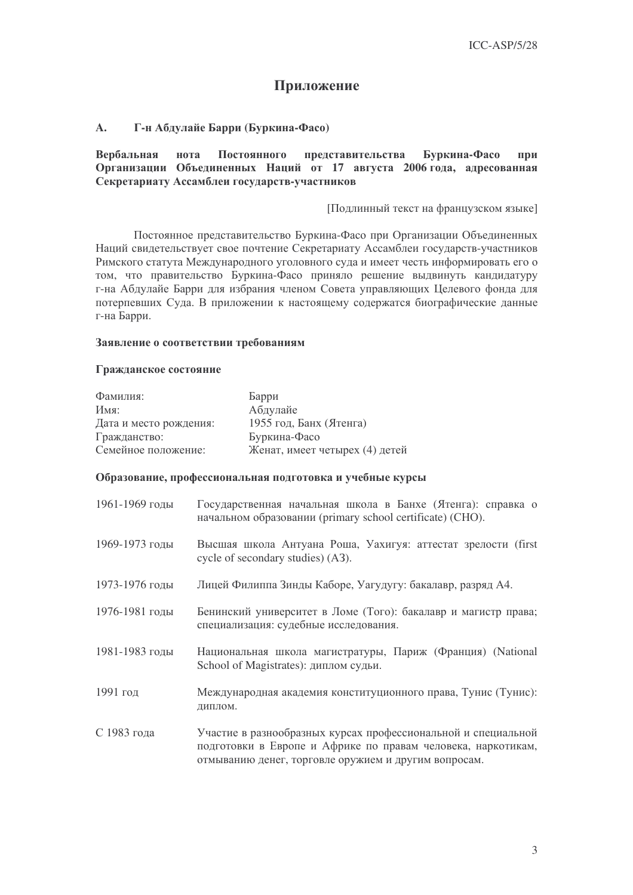# Приложение

## A. Г-н Абдулайе Барри (Буркина-Фасо)

**Вербальная нота Постоянного представительства Буркина-Фасо при Организации Объединенных Наций от 17 августа 2006 года, адресованная Секретариату Ассамблеи государств-участников**

[Подлинный текст на французском языке]

Постоянное представительство Буркина-Фасо при Организации Объединенных Наций свидетельствует свое почтение Секретариату Ассамблеи государств-участников Римского статута Международного уголовного суда и имеет честь информировать его о том, что правительство Буркина-Фасо приняло решение выдвинуть кандидатуру г-на Абдулайе Барри для избрания членом Совета управляющих Целевого фонда для потерпевших Суда. В приложении к настоящему содержатся биографические данные г-на Барри.

**Заявление о соответствии требованиям**

**Гражданское состояние**

| | |
|---|---|
| Фамилия: | Барри |
| Имя: | Абдулайе |
| Дата и место рождения: | 1955 год, Банх (Ятенга) |
| Гражданство: | Буркина-Фасо |
| Семейное положение: | Женат, имеет четырех (4) детей |

**Образование, профессиональная подготовка и учебные курсы**

| | |
|---|---|
| 1961-1969 годы | Государственная начальная школа в Банхе (Ятенга): справка о начальном образовании (primary school certificate) (СНО). |
| 1969-1973 годы | Высшая школа Антуана Роша, Уахигуя: аттестат зрелости (first cycle of secondary studies) (АЗ). |
| 1973-1976 годы | Лицей Филиппа Зинды Каборе, Уагудугу: бакалавр, разряд А4. |
| 1976-1981 годы | Бенинский университет в Ломе (Того): бакалавр и магистр права; специализация: судебные исследования. |
| 1981-1983 годы | Национальная школа магистратуры, Париж (Франция) (National School of Magistrates): диплом судьи. |
| 1991 год | Международная академия конституционного права, Тунис (Тунис): диплом. |
| С 1983 года | Участие в разнообразных курсах профессиональной и специальной подготовки в Европе и Африке по правам человека, наркотикам, отмыванию денег, торговле оружием и другим вопросам. |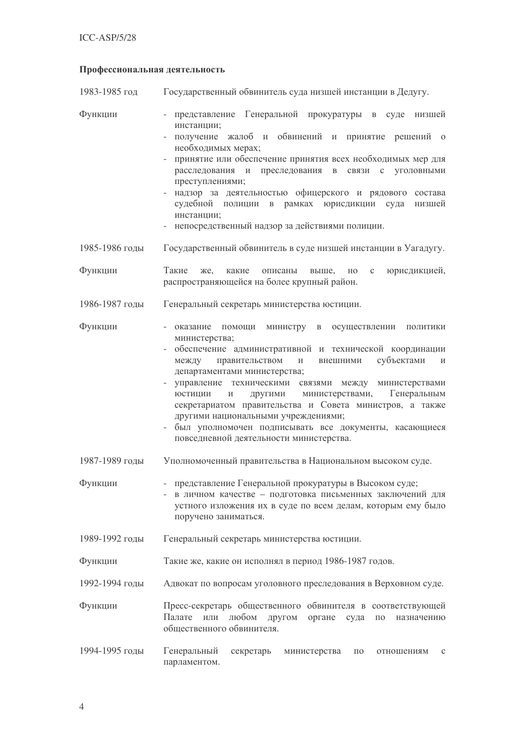**Профессиональная деятельность**

1983-1985 год — Государственный обвинитель суда низшей инстанции в Дедугу.

Функции
- представление Генеральной прокуратуры в суде низшей инстанции;
- получение жалоб и обвинений и принятие решений о необходимых мерах;
- принятие или обеспечение принятия всех необходимых мер для расследования и преследования в связи с уголовными преступлениями;
- надзор за деятельностью офицерского и рядового состава судебной полиции в рамках юрисдикции суда низшей инстанции;
- непосредственный надзор за действиями полиции.

1985-1986 годы — Государственный обвинитель в суде низшей инстанции в Уагадугу.

Функции — Такие же, какие описаны выше, но с юрисдикцией, распространяющейся на более крупный район.

1986-1987 годы — Генеральный секретарь министерства юстиции.

Функции
- оказание помощи министру в осуществлении политики министерства;
- обеспечение административной и технической координации между правительством и внешними субъектами и департаментами министерства;
- управление техническими связями между министерствами юстиции и другими министерствами, Генеральным секретариатом правительства и Совета министров, а также другими национальными учреждениями;
- был уполномочен подписывать все документы, касающиеся повседневной деятельности министерства.

1987-1989 годы — Уполномоченный правительства в Национальном высоком суде.

Функции
- представление Генеральной прокуратуры в Высоком суде;
- в личном качестве – подготовка письменных заключений для устного изложения их в суде по всем делам, которым ему было поручено заниматься.

1989-1992 годы — Генеральный секретарь министерства юстиции.

Функции — Такие же, какие он исполнял в период 1986-1987 годов.

1992-1994 годы — Адвокат по вопросам уголовного преследования в Верховном суде.

Функции — Пресс-секретарь общественного обвинителя в соответствующей Палате или любом другом органе суда по назначению общественного обвинителя.

1994-1995 годы — Генеральный секретарь министерства по отношениям с парламентом.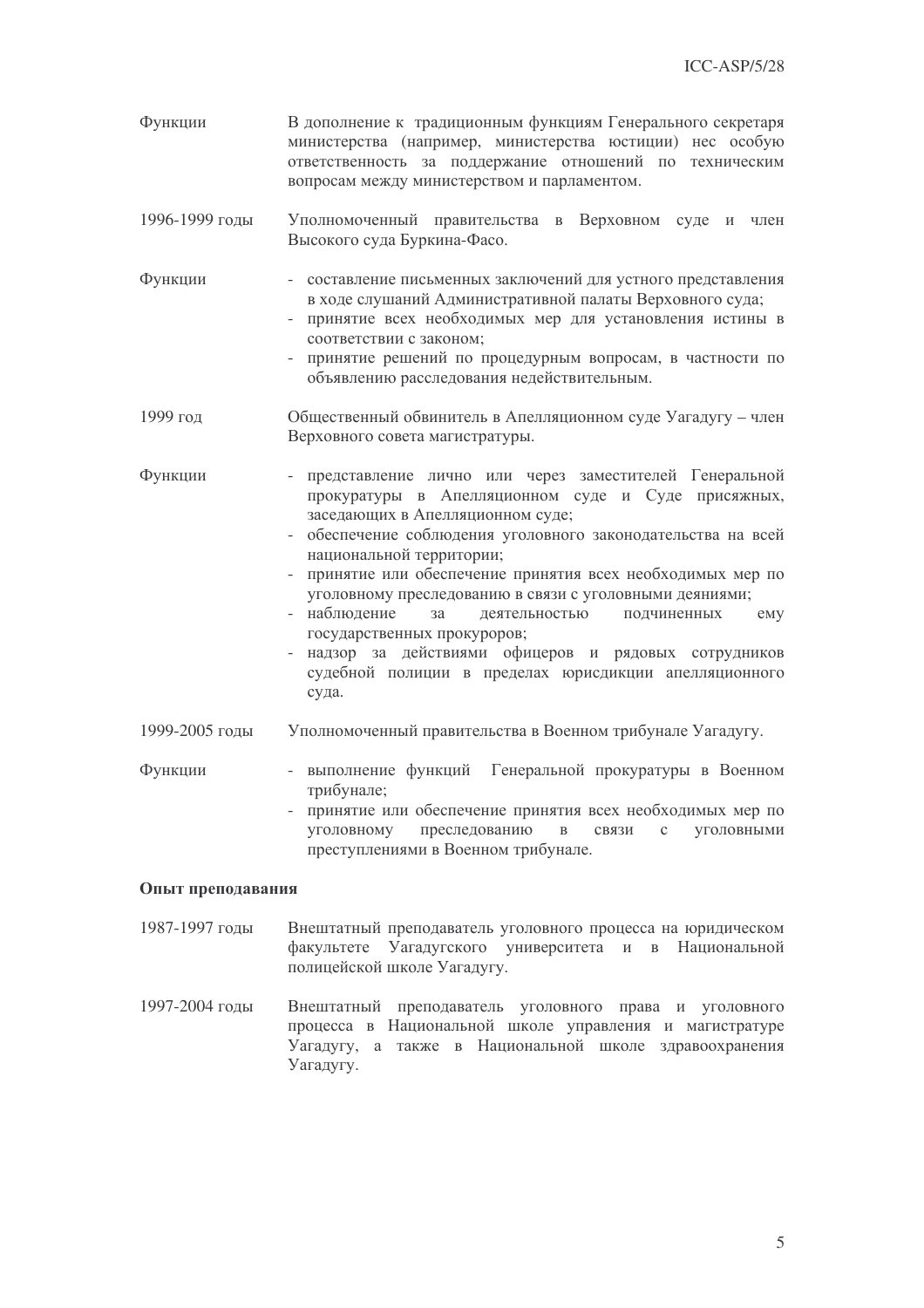| | |
|---|---|
| Функции | В дополнение к традиционным функциям Генерального секретаря министерства (например, министерства юстиции) нес особую ответственность за поддержание отношений по техническим вопросам между министерством и парламентом. |
| 1996-1999 годы | Уполномоченный правительства в Верховном суде и член Высокого суда Буркина-Фасо. |
| Функции | - составление письменных заключений для устного представления в ходе слушаний Административной палаты Верховного суда;<br>- принятие всех необходимых мер для установления истины в соответствии с законом;<br>- принятие решений по процедурным вопросам, в частности по объявлению расследования недействительным. |
| 1999 год | Общественный обвинитель в Апелляционном суде Уагадугу – член Верховного совета магистратуры. |
| Функции | - представление лично или через заместителей Генеральной прокуратуры в Апелляционном суде и Суде присяжных, заседающих в Апелляционном суде;<br>- обеспечение соблюдения уголовного законодательства на всей национальной территории;<br>- принятие или обеспечение принятия всех необходимых мер по уголовному преследованию в связи с уголовными деяниями;<br>- наблюдение за деятельностью подчиненных ему государственных прокуроров;<br>- надзор за действиями офицеров и рядовых сотрудников судебной полиции в пределах юрисдикции апелляционного суда. |
| 1999-2005 годы | Уполномоченный правительства в Военном трибунале Уагадугу. |
| Функции | - выполнение функций Генеральной прокуратуры в Военном трибунале;<br>- принятие или обеспечение принятия всех необходимых мер по уголовному преследованию в связи с уголовными преступлениями в Военном трибунале. |

**Опыт преподавания**

| | |
|---|---|
| 1987-1997 годы | Внештатный преподаватель уголовного процесса на юридическом факультете Уагадугского университета и в Национальной полицейской школе Уагадугу. |
| 1997-2004 годы | Внештатный преподаватель уголовного права и уголовного процесса в Национальной школе управления и магистратуре Уагадугу, а также в Национальной школе здравоохранения Уагадугу. |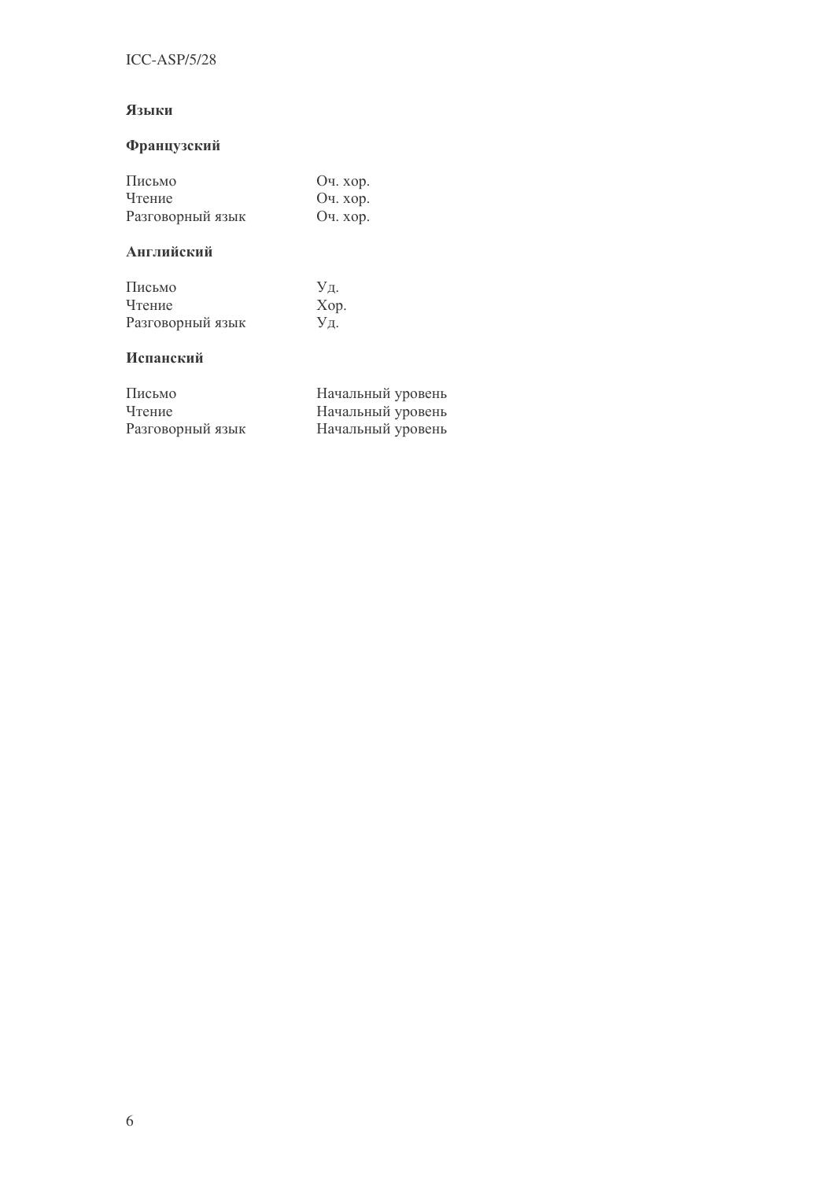**Языки**

**Французский**

| | |
|---|---|
| Письмо | Оч. хор. |
| Чтение | Оч. хор. |
| Разговорный язык | Оч. хор. |

**Английский**

| | |
|---|---|
| Письмо | Уд. |
| Чтение | Хор. |
| Разговорный язык | Уд. |

**Испанский**

| | |
|---|---|
| Письмо | Начальный уровень |
| Чтение | Начальный уровень |
| Разговорный язык | Начальный уровень |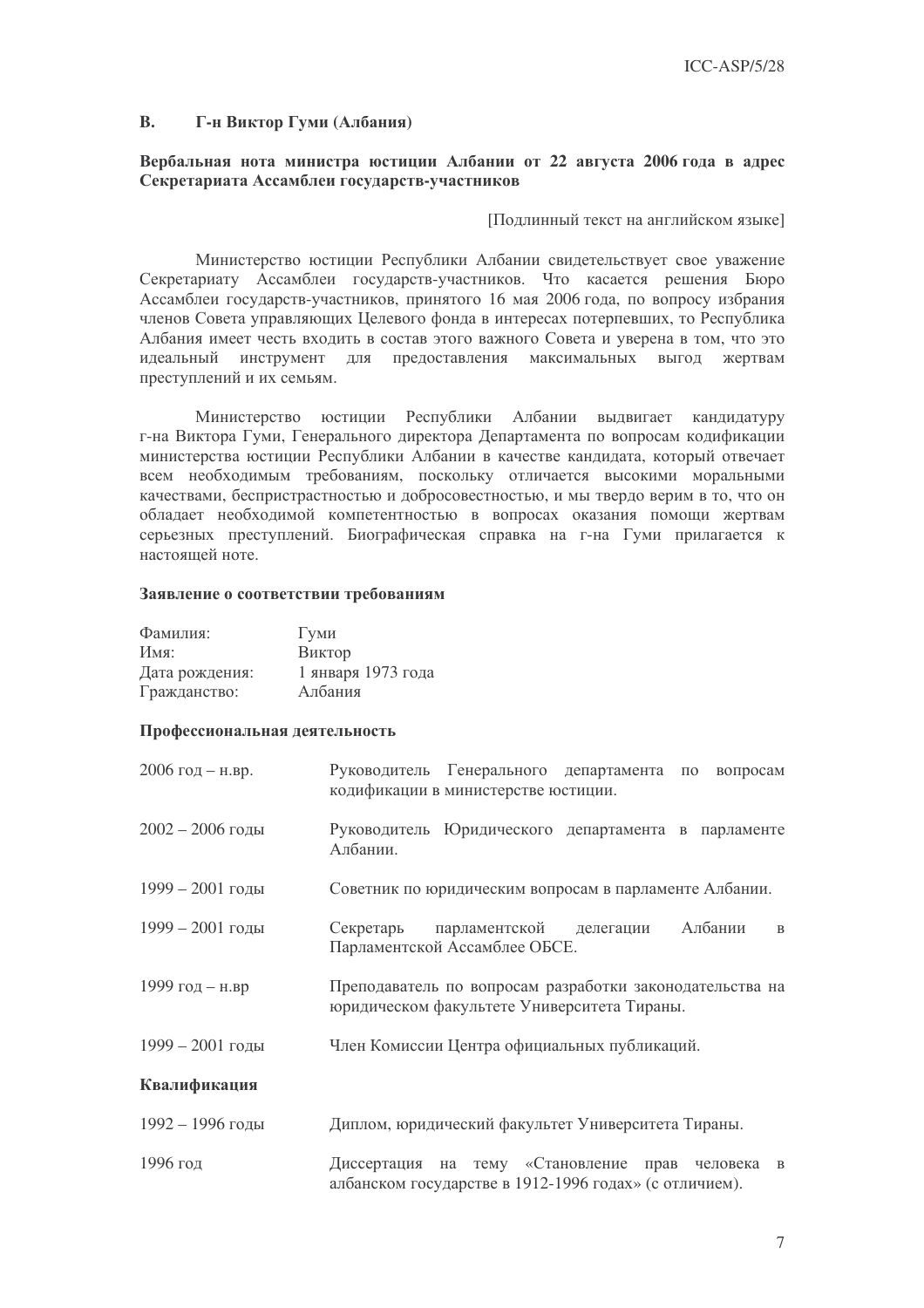## B. Г-н Виктор Гуми (Албания)

**Вербальная нота министра юстиции Албании от 22 августа 2006 года в адрес Секретариата Ассамблеи государств-участников**

[Подлинный текст на английском языке]

Министерство юстиции Республики Албании свидетельствует свое уважение Секретариату Ассамблеи государств-участников. Что касается решения Бюро Ассамблеи государств-участников, принятого 16 мая 2006 года, по вопросу избрания членов Совета управляющих Целевого фонда в интересах потерпевших, то Республика Албания имеет честь входить в состав этого важного Совета и уверена в том, что это идеальный инструмент для предоставления максимальных выгод жертвам преступлений и их семьям.

Министерство юстиции Республики Албании выдвигает кандидатуру г-на Виктора Гуми, Генерального директора Департамента по вопросам кодификации министерства юстиции Республики Албании в качестве кандидата, который отвечает всем необходимым требованиям, поскольку отличается высокими моральными качествами, беспристрастностью и добросовестностью, и мы твердо верим в то, что он обладает необходимой компетентностью в вопросах оказания помощи жертвам серьезных преступлений. Биографическая справка на г-на Гуми прилагается к настоящей ноте.

**Заявление о соответствии требованиям**

| | |
|---|---|
| Фамилия: | Гуми |
| Имя: | Виктор |
| Дата рождения: | 1 января 1973 года |
| Гражданство: | Албания |

**Профессиональная деятельность**

| | |
|---|---|
| 2006 год – н.вр. | Руководитель Генерального департамента по вопросам кодификации в министерстве юстиции. |
| 2002 – 2006 годы | Руководитель Юридического департамента в парламенте Албании. |
| 1999 – 2001 годы | Советник по юридическим вопросам в парламенте Албании. |
| 1999 – 2001 годы | Секретарь парламентской делегации Албании в Парламентской Ассамблее ОБСЕ. |
| 1999 год – н.вр | Преподаватель по вопросам разработки законодательства на юридическом факультете Университета Тираны. |
| 1999 – 2001 годы | Член Комиссии Центра официальных публикаций. |

**Квалификация**

| | |
|---|---|
| 1992 – 1996 годы | Диплом, юридический факультет Университета Тираны. |
| 1996 год | Диссертация на тему «Становление прав человека в албанском государстве в 1912-1996 годах» (с отличием). |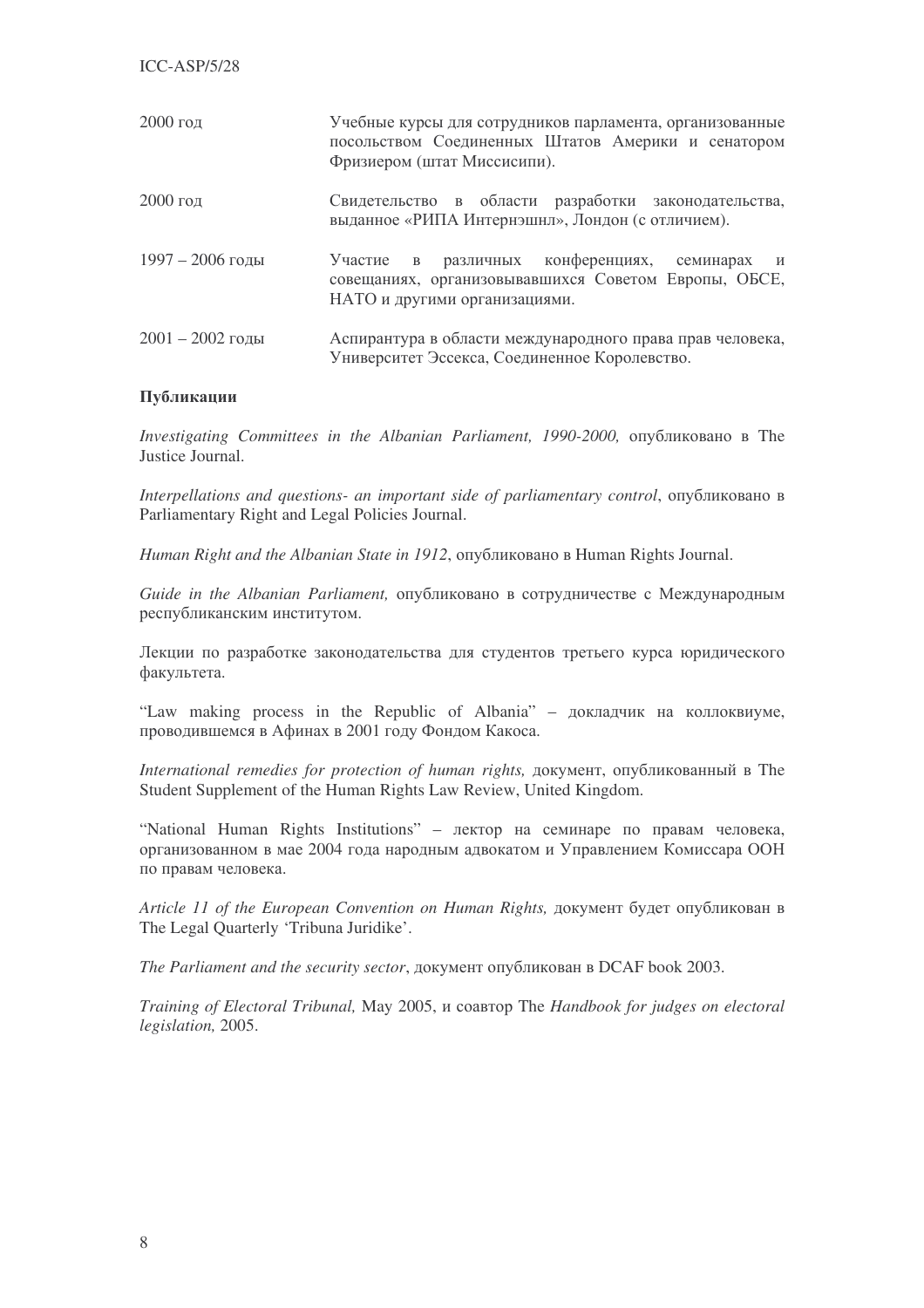| | |
|---|---|
| 2000 год | Учебные курсы для сотрудников парламента, организованные посольством Соединенных Штатов Америки и сенатором Фризиером (штат Миссисипи). |
| 2000 год | Свидетельство в области разработки законодательства, выданное «РИПА Интернэшнл», Лондон (с отличием). |
| 1997 – 2006 годы | Участие в различных конференциях, семинарах и совещаниях, организовывавшихся Советом Европы, ОБСЕ, НАТО и другими организациями. |
| 2001 – 2002 годы | Аспирантура в области международного права прав человека, Университет Эссекса, Соединенное Королевство. |

**Публикации**

*Investigating Committees in the Albanian Parliament, 1990-2000,* опубликовано в The Justice Journal.

*Interpellations and questions- an important side of parliamentary control*, опубликовано в Parliamentary Right and Legal Policies Journal.

*Human Right and the Albanian State in 1912*, опубликовано в Human Rights Journal.

*Guide in the Albanian Parliament,* опубликовано в сотрудничестве с Международным республиканским институтом.

Лекции по разработке законодательства для студентов третьего курса юридического факультета.

"Law making process in the Republic of Albania" – докладчик на коллоквиуме, проводившемся в Афинах в 2001 году Фондом Какоса.

*International remedies for protection of human rights,* документ, опубликованный в The Student Supplement of the Human Rights Law Review, United Kingdom.

"National Human Rights Institutions" – лектор на семинаре по правам человека, организованном в мае 2004 года народным адвокатом и Управлением Комиссара ООН по правам человека.

*Article 11 of the European Convention on Human Rights,* документ будет опубликован в The Legal Quarterly 'Tribuna Juridike'.

*The Parliament and the security sector*, документ опубликован в DCAF book 2003.

*Training of Electoral Tribunal,* May 2005, и соавтор The *Handbook for judges on electoral legislation,* 2005.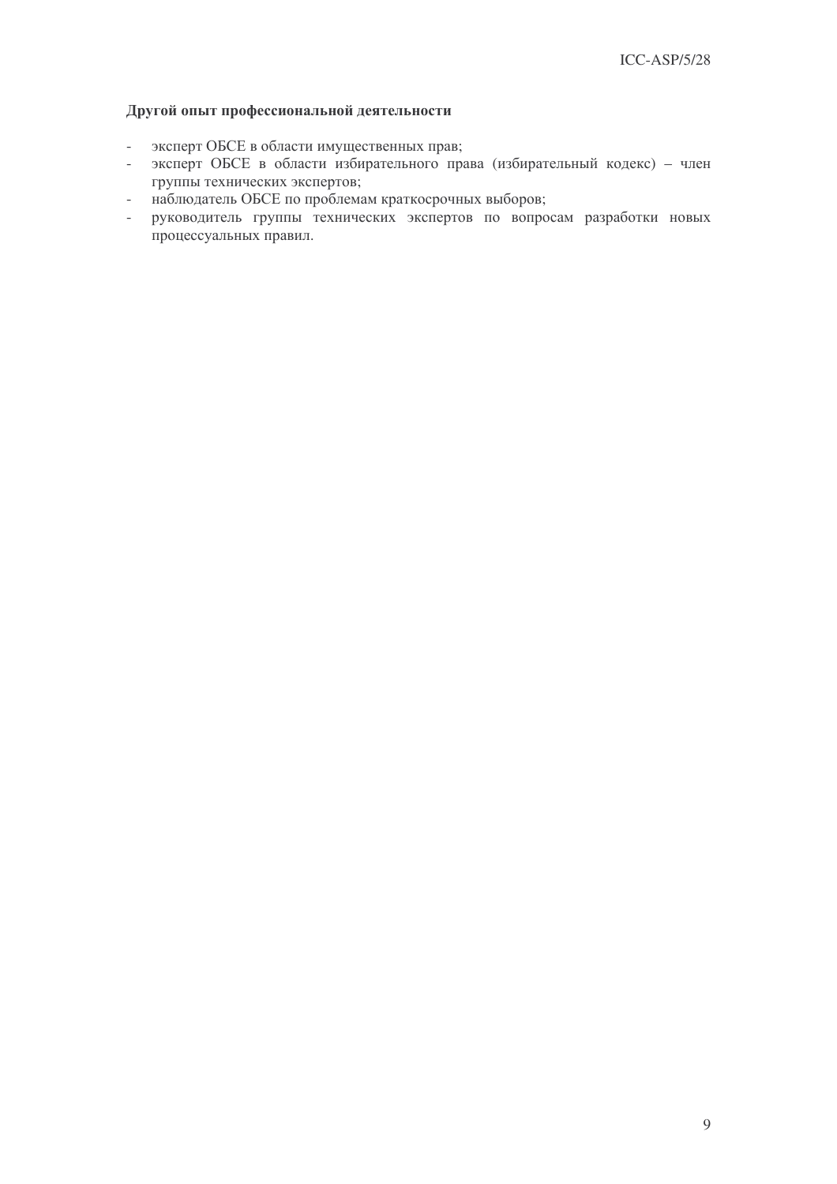**Другой опыт профессиональной деятельности**

- эксперт ОБСЕ в области имущественных прав;
- эксперт ОБСЕ в области избирательного права (избирательный кодекс) – член группы технических экспертов;
- наблюдатель ОБСЕ по проблемам краткосрочных выборов;
- руководитель группы технических экспертов по вопросам разработки новых процессуальных правил.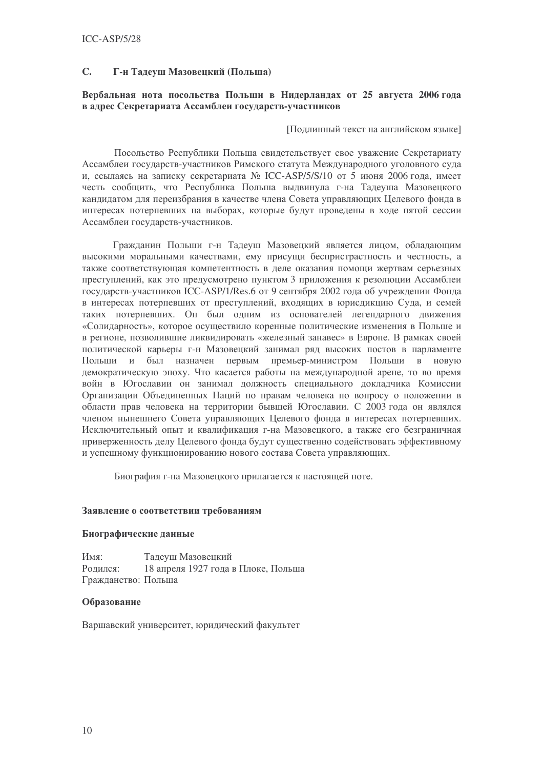### C. Г-н Тадеуш Мазовецкий (Польша)

**Вербальная нота посольства Польши в Нидерландах от 25 августа 2006 года в адрес Секретариата Ассамблеи государств-участников**

[Подлинный текст на английском языке]

Посольство Республики Польша свидетельствует свое уважение Секретариату Ассамблеи государств-участников Римского статута Международного уголовного суда и, ссылаясь на записку секретариата № ICC-ASP/5/S/10 от 5 июня 2006 года, имеет честь сообщить, что Республика Польша выдвинула г-на Тадеуша Мазовецкого кандидатом для переизбрания в качестве члена Совета управляющих Целевого фонда в интересах потерпевших на выборах, которые будут проведены в ходе пятой сессии Ассамблеи государств-участников.

Гражданин Польши г-н Тадеуш Мазовецкий является лицом, обладающим высокими моральными качествами, ему присущи беспристрастность и честность, а также соответствующая компетентность в деле оказания помощи жертвам серьезных преступлений, как это предусмотрено пунктом 3 приложения к резолюции Ассамблеи государств-участников ICC-ASP/1/Res.6 от 9 сентября 2002 года об учреждении Фонда в интересах потерпевших от преступлений, входящих в юрисдикцию Суда, и семей таких потерпевших. Он был одним из основателей легендарного движения «Солидарность», которое осуществило коренные политические изменения в Польше и в регионе, позволившие ликвидировать «железный занавес» в Европе. В рамках своей политической карьеры г-н Мазовецкий занимал ряд высоких постов в парламенте Польши и был назначен первым премьер-министром Польши в новую демократическую эпоху. Что касается работы на международной арене, то во время войн в Югославии он занимал должность специального докладчика Комиссии Организации Объединенных Наций по правам человека по вопросу о положении в области прав человека на территории бывшей Югославии. С 2003 года он являлся членом нынешнего Совета управляющих Целевого фонда в интересах потерпевших. Исключительный опыт и квалификация г-на Мазовецкого, а также его безграничная приверженность делу Целевого фонда будут существенно содействовать эффективному и успешному функционированию нового состава Совета управляющих.

Биография г-на Мазовецкого прилагается к настоящей ноте.

**Заявление о соответствии требованиям**

**Биографические данные**

Имя: Тадеуш Мазовецкий
Родился: 18 апреля 1927 года в Плоке, Польша
Гражданство: Польша

**Образование**

Варшавский университет, юридический факультет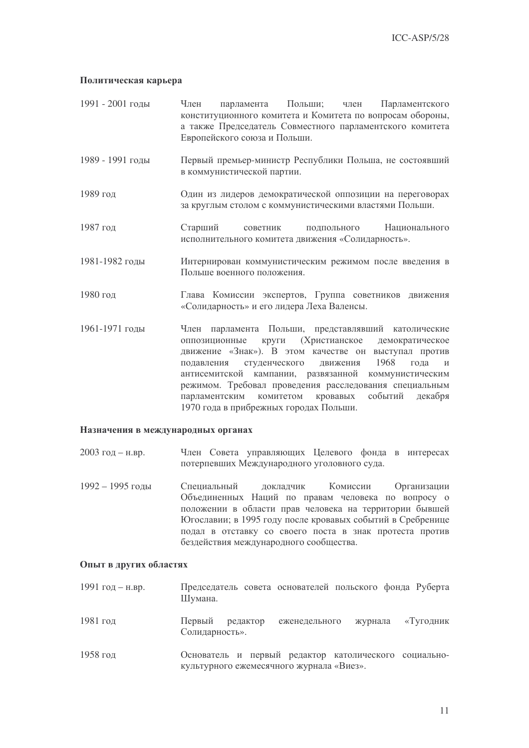### Политическая карьера

| | |
|---|---|
| 1991 - 2001 годы | Член парламента Польши; член Парламентского конституционного комитета и Комитета по вопросам обороны, а также Председатель Совместного парламентского комитета Европейского союза и Польши. |
| 1989 - 1991 годы | Первый премьер-министр Республики Польша, не состоявший в коммунистической партии. |
| 1989 год | Один из лидеров демократической оппозиции на переговорах за круглым столом с коммунистическими властями Польши. |
| 1987 год | Старший советник подпольного Национального исполнительного комитета движения «Солидарность». |
| 1981-1982 годы | Интернирован коммунистическим режимом после введения в Польше военного положения. |
| 1980 год | Глава Комиссии экспертов, Группа советников движения «Солидарность» и его лидера Леха Валенсы. |
| 1961-1971 годы | Член парламента Польши, представлявший католические оппозиционные круги (Христианское демократическое движение «Знак»). В этом качестве он выступал против подавления студенческого движения 1968 года и антисемитской кампании, развязанной коммунистическим режимом. Требовал проведения расследования специальным парламентским комитетом кровавых событий декабря 1970 года в прибрежных городах Польши. |

### Назначения в международных органах

| | |
|---|---|
| 2003 год – н.вр. | Член Совета управляющих Целевого фонда в интересах потерпевших Международного уголовного суда. |
| 1992 – 1995 годы | Специальный докладчик Комиссии Организации Объединенных Наций по правам человека по вопросу о положении в области прав человека на территории бывшей Югославии; в 1995 году после кровавых событий в Сребренице подал в отставку со своего поста в знак протеста против бездействия международного сообщества. |

### Опыт в других областях

| | |
|---|---|
| 1991 год – н.вр. | Председатель совета основателей польского фонда Руберта Шумана. |
| 1981 год | Первый редактор еженедельного журнала «Тугодник Солидарность». |
| 1958 год | Основатель и первый редактор католического социально-культурного ежемесячного журнала «Виез». |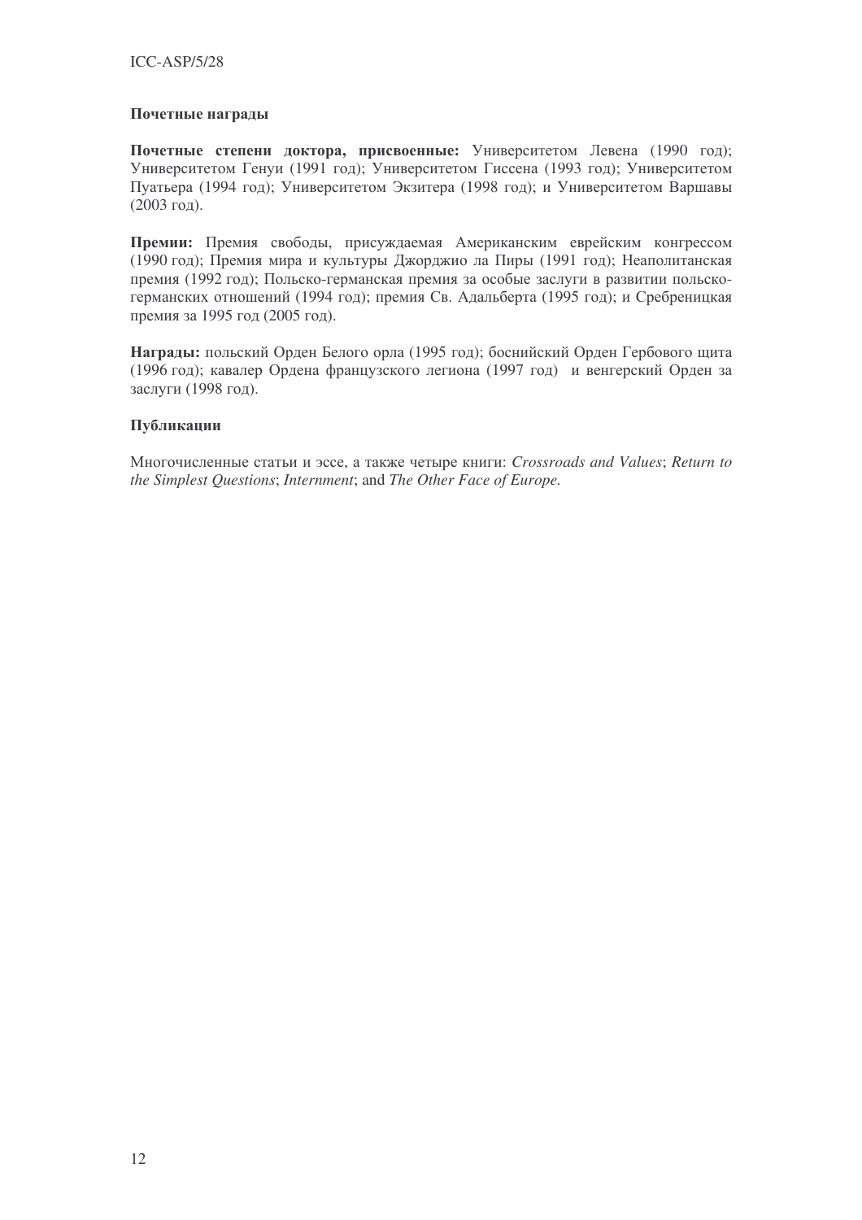### Почетные награды

**Почетные степени доктора, присвоенные:** Университетом Левена (1990 год); Университетом Генуи (1991 год); Университетом Гиссена (1993 год); Университетом Пуатьера (1994 год); Университетом Экзитера (1998 год); и Университетом Варшавы (2003 год).

**Премии:** Премия свободы, присуждаемая Американским еврейским конгрессом (1990 год); Премия мира и культуры Джорджио ла Пиры (1991 год); Неаполитанская премия (1992 год); Польско-германская премия за особые заслуги в развитии польско-германских отношений (1994 год); премия Св. Адальберта (1995 год); и Сребреницкая премия за 1995 год (2005 год).

**Награды:** польский Орден Белого орла (1995 год); боснийский Орден Гербового щита (1996 год); кавалер Ордена французского легиона (1997 год) и венгерский Орден за заслуги (1998 год).

### Публикации

Многочисленные статьи и эссе, а также четыре книги: *Crossroads and Values*; *Return to the Simplest Questions*; *Internment*; and *The Other Face of Europe.*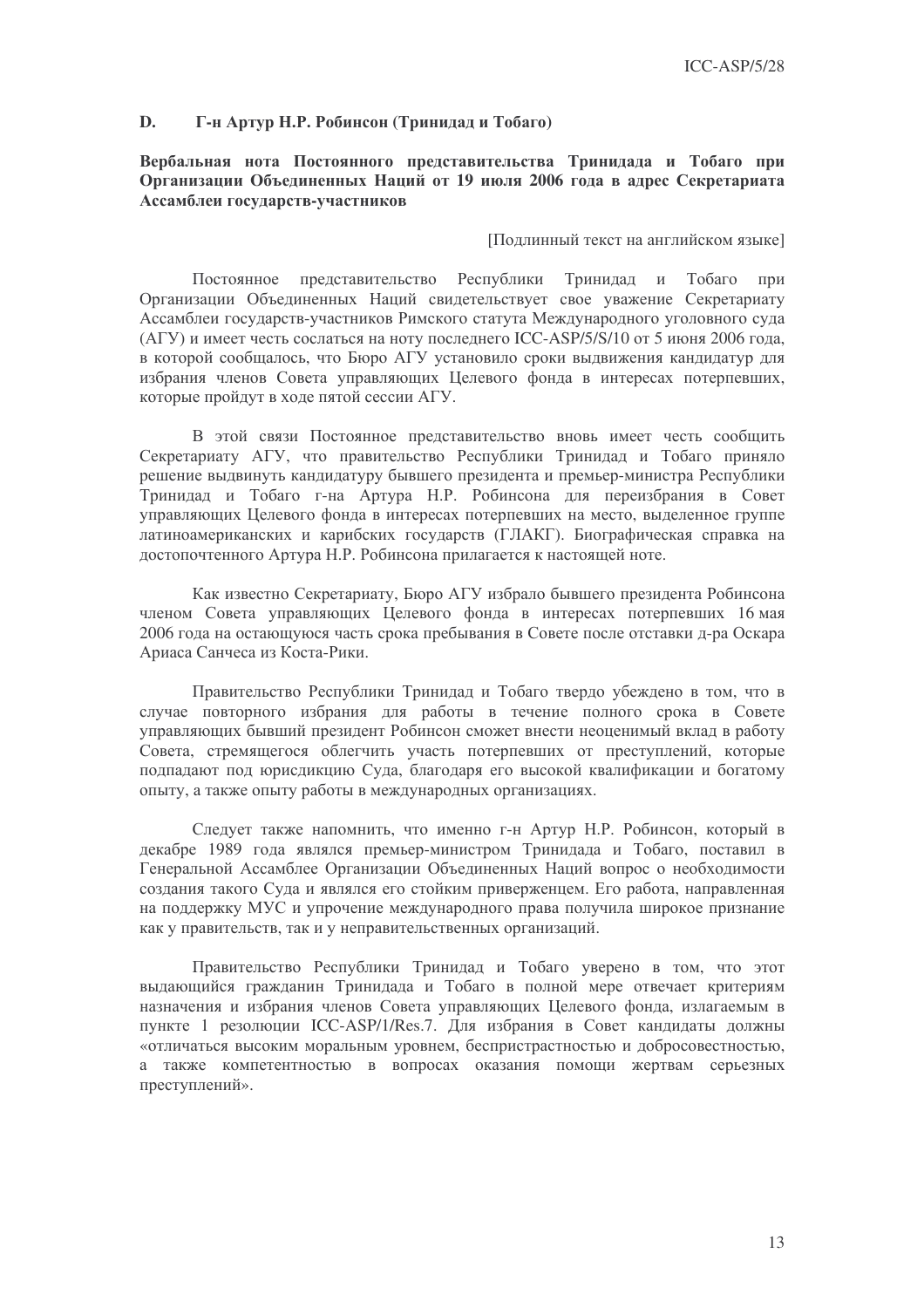### D. Г-н Артур Н.Р. Робинсон (Тринидад и Тобаго)

**Вербальная нота Постоянного представительства Тринидада и Тобаго при Организации Объединенных Наций от 19 июля 2006 года в адрес Секретариата Ассамблеи государств-участников**

[Подлинный текст на английском языке]

Постоянное представительство Республики Тринидад и Тобаго при Организации Объединенных Наций свидетельствует свое уважение Секретариату Ассамблеи государств-участников Римского статута Международного уголовного суда (АГУ) и имеет честь сослаться на ноту последнего ICC-ASP/5/S/10 от 5 июня 2006 года, в которой сообщалось, что Бюро АГУ установило сроки выдвижения кандидатур для избрания членов Совета управляющих Целевого фонда в интересах потерпевших, которые пройдут в ходе пятой сессии АГУ.

В этой связи Постоянное представительство вновь имеет честь сообщить Секретариату АГУ, что правительство Республики Тринидад и Тобаго приняло решение выдвинуть кандидатуру бывшего президента и премьер-министра Республики Тринидад и Тобаго г-на Артура Н.Р. Робинсона для переизбрания в Совет управляющих Целевого фонда в интересах потерпевших на место, выделенное группе латиноамериканских и карибских государств (ГЛАКГ). Биографическая справка на достопочтенного Артура Н.Р. Робинсона прилагается к настоящей ноте.

Как известно Секретариату, Бюро АГУ избрало бывшего президента Робинсона членом Совета управляющих Целевого фонда в интересах потерпевших 16 мая 2006 года на остающуюся часть срока пребывания в Совете после отставки д-ра Оскара Ариаса Санчеса из Коста-Рики.

Правительство Республики Тринидад и Тобаго твердо убеждено в том, что в случае повторного избрания для работы в течение полного срока в Совете управляющих бывший президент Робинсон сможет внести неоценимый вклад в работу Совета, стремящегося облегчить участь потерпевших от преступлений, которые подпадают под юрисдикцию Суда, благодаря его высокой квалификации и богатому опыту, а также опыту работы в международных организациях.

Следует также напомнить, что именно г-н Артур Н.Р. Робинсон, который в декабре 1989 года являлся премьер-министром Тринидада и Тобаго, поставил в Генеральной Ассамблее Организации Объединенных Наций вопрос о необходимости создания такого Суда и являлся его стойким приверженцем. Его работа, направленная на поддержку МУС и упрочение международного права получила широкое признание как у правительств, так и у неправительственных организаций.

Правительство Республики Тринидад и Тобаго уверено в том, что этот выдающийся гражданин Тринидада и Тобаго в полной мере отвечает критериям назначения и избрания членов Совета управляющих Целевого фонда, излагаемым в пункте 1 резолюции ICC-ASP/1/Res.7. Для избрания в Совет кандидаты должны «отличаться высоким моральным уровнем, беспристрастностью и добросовестностью, а также компетентностью в вопросах оказания помощи жертвам серьезных преступлений».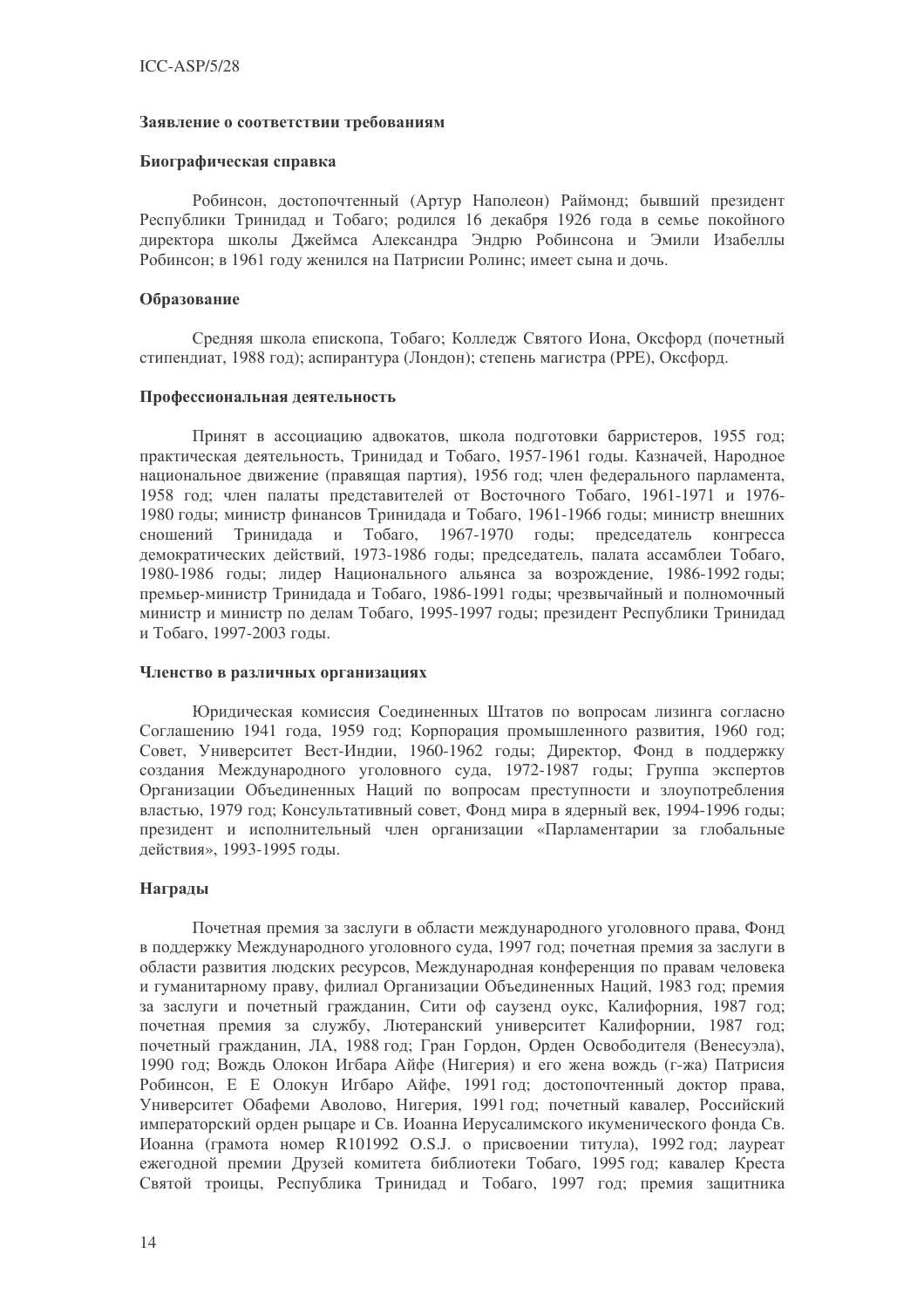**Заявление о соответствии требованиям**

**Биографическая справка**

Робинсон, достопочтенный (Артур Наполеон) Раймонд; бывший президент Республики Тринидад и Тобаго; родился 16 декабря 1926 года в семье покойного директора школы Джеймса Александра Эндрю Робинсона и Эмили Изабеллы Робинсон; в 1961 году женился на Патрисии Ролинс; имеет сына и дочь.

**Образование**

Средняя школа епископа, Тобаго; Колледж Святого Иона, Оксфорд (почетный стипендиат, 1988 год); аспирантура (Лондон); степень магистра (PPE), Оксфорд.

**Профессиональная деятельность**

Принят в ассоциацию адвокатов, школа подготовки барристеров, 1955 год; практическая деятельность, Тринидад и Тобаго, 1957-1961 годы. Казначей, Народное национальное движение (правящая партия), 1956 год; член федерального парламента, 1958 год; член палаты представителей от Восточного Тобаго, 1961-1971 и 1976-1980 годы; министр финансов Тринидада и Тобаго, 1961-1966 годы; министр внешних сношений Тринидада и Тобаго, 1967-1970 годы; председатель конгресса демократических действий, 1973-1986 годы; председатель, палата ассамблеи Тобаго, 1980-1986 годы; лидер Национального альянса за возрождение, 1986-1992 годы; премьер-министр Тринидада и Тобаго, 1986-1991 годы; чрезвычайный и полномочный министр и министр по делам Тобаго, 1995-1997 годы; президент Республики Тринидад и Тобаго, 1997-2003 годы.

**Членство в различных организациях**

Юридическая комиссия Соединенных Штатов по вопросам лизинга согласно Соглашению 1941 года, 1959 год; Корпорация промышленного развития, 1960 год; Совет, Университет Вест-Индии, 1960-1962 годы; Директор, Фонд в поддержку создания Международного уголовного суда, 1972-1987 годы; Группа экспертов Организации Объединенных Наций по вопросам преступности и злоупотребления властью, 1979 год; Консультативный совет, Фонд мира в ядерный век, 1994-1996 годы; президент и исполнительный член организации «Парламентарии за глобальные действия», 1993-1995 годы.

**Награды**

Почетная премия за заслуги в области международного уголовного права, Фонд в поддержку Международного уголовного суда, 1997 год; почетная премия за заслуги в области развития людских ресурсов, Международная конференция по правам человека и гуманитарному праву, филиал Организации Объединенных Наций, 1983 год; премия за заслуги и почетный гражданин, Сити оф саузенд оукс, Калифорния, 1987 год; почетная премия за службу, Лютеранский университет Калифорнии, 1987 год; почетный гражданин, ЛА, 1988 год; Гран Гордон, Орден Освободителя (Венесуэла), 1990 год; Вождь Олокон Игбара Айфе (Нигерия) и его жена вождь (г-жа) Патрисия Робинсон, Е Е Олокун Игбаро Айфе, 1991 год; достопочтенный доктор права, Университет Обафеми Аволово, Нигерия, 1991 год; почетный кавалер, Российский императорский орден рыцаре и Св. Иоанна Иерусалимского икуменического фонда Св. Иоанна (грамота номер R101992 O.S.J. о присвоении титула), 1992 год; лауреат ежегодной премии Друзей комитета библиотеки Тобаго, 1995 год; кавалер Креста Святой троицы, Республика Тринидад и Тобаго, 1997 год; премия защитника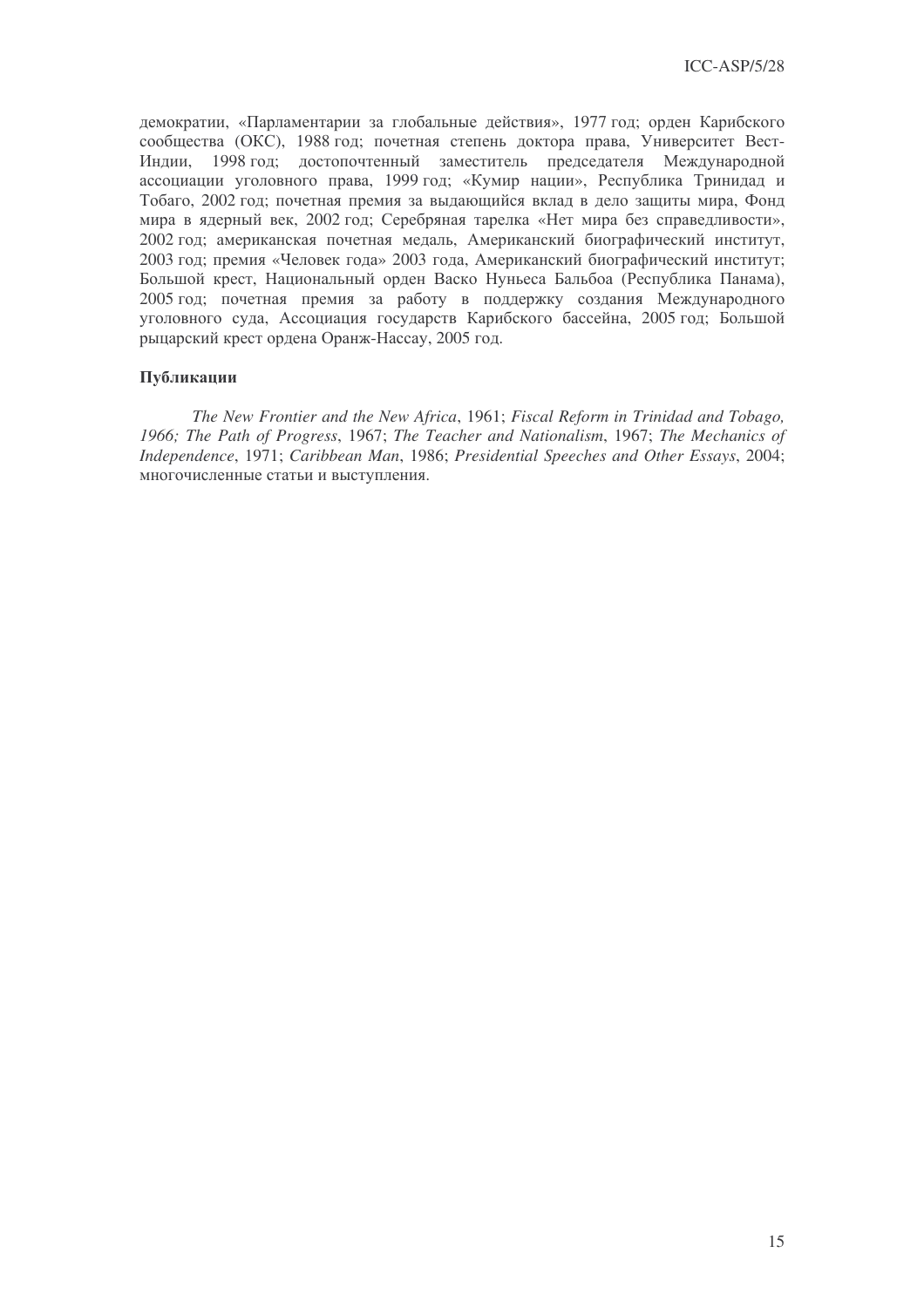демократии, «Парламентарии за глобальные действия», 1977 год; орден Карибского сообщества (ОКС), 1988 год; почетная степень доктора права, Университет Вест-Индии, 1998 год; достопочтенный заместитель председателя Международной ассоциации уголовного права, 1999 год; «Кумир нации», Республика Тринидад и Тобаго, 2002 год; почетная премия за выдающийся вклад в дело защиты мира, Фонд мира в ядерный век, 2002 год; Серебряная тарелка «Нет мира без справедливости», 2002 год; американская почетная медаль, Американский биографический институт, 2003 год; премия «Человек года» 2003 года, Американский биографический институт; Большой крест, Национальный орден Васко Нуньеса Бальбоа (Республика Панама), 2005 год; почетная премия за работу в поддержку создания Международного уголовного суда, Ассоциация государств Карибского бассейна, 2005 год; Большой рыцарский крест ордена Оранж-Нассау, 2005 год.

**Публикации**

*The New Frontier and the New Africa*, 1961; *Fiscal Reform in Trinidad and Tobago, 1966; The Path of Progress*, 1967; *The Teacher and Nationalism*, 1967; *The Mechanics of Independence*, 1971; *Caribbean Man*, 1986; *Presidential Speeches and Other Essays*, 2004; многочисленные статьи и выступления.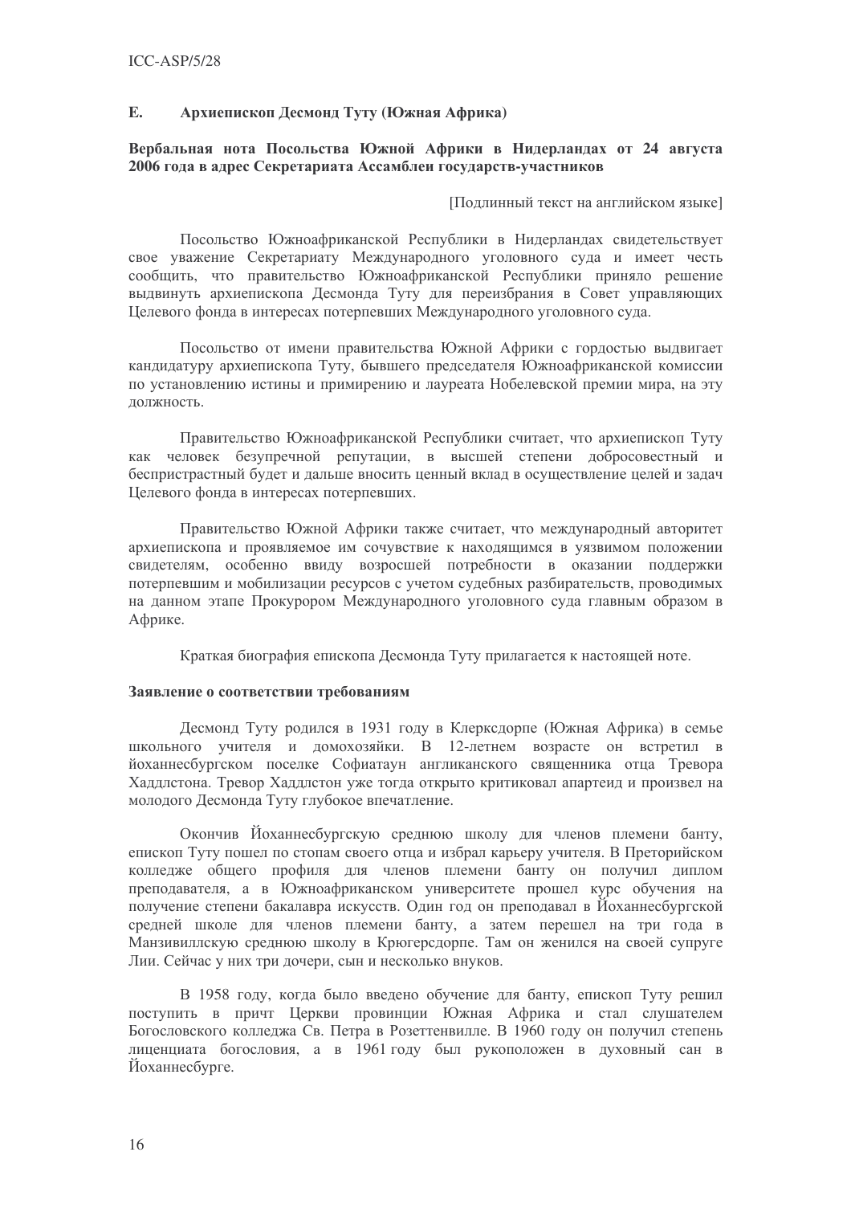## E. Архиепископ Десмонд Туту (Южная Африка)

**Вербальная нота Посольства Южной Африки в Нидерландах от 24 августа 2006 года в адрес Секретариата Ассамблеи государств-участников**

[Подлинный текст на английском языке]

Посольство Южноафриканской Республики в Нидерландах свидетельствует свое уважение Секретариату Международного уголовного суда и имеет честь сообщить, что правительство Южноафриканской Республики приняло решение выдвинуть архиепископа Десмонда Туту для переизбрания в Совет управляющих Целевого фонда в интересах потерпевших Международного уголовного суда.

Посольство от имени правительства Южной Африки с гордостью выдвигает кандидатуру архиепископа Туту, бывшего председателя Южноафриканской комиссии по установлению истины и примирению и лауреата Нобелевской премии мира, на эту должность.

Правительство Южноафриканской Республики считает, что архиепископ Туту как человек безупречной репутации, в высшей степени добросовестный и беспристрастный будет и дальше вносить ценный вклад в осуществление целей и задач Целевого фонда в интересах потерпевших.

Правительство Южной Африки также считает, что международный авторитет архиепископа и проявляемое им сочувствие к находящимся в уязвимом положении свидетелям, особенно ввиду возросшей потребности в оказании поддержки потерпевшим и мобилизации ресурсов с учетом судебных разбирательств, проводимых на данном этапе Прокурором Международного уголовного суда главным образом в Африке.

Краткая биография епископа Десмонда Туту прилагается к настоящей ноте.

**Заявление о соответствии требованиям**

Десмонд Туту родился в 1931 году в Клерксдорпе (Южная Африка) в семье школьного учителя и домохозяйки. В 12-летнем возрасте он встретил в йоханнесбургском поселке Софиатаун англиканского священника отца Тревора Хаддлстона. Тревор Хаддлстон уже тогда открыто критиковал апартеид и произвел на молодого Десмонда Туту глубокое впечатление.

Окончив Йоханнесбургскую среднюю школу для членов племени банту, епископ Туту пошел по стопам своего отца и избрал карьеру учителя. В Преторийском колледже общего профиля для членов племени банту он получил диплом преподавателя, а в Южноафриканском университете прошел курс обучения на получение степени бакалавра искусств. Один год он преподавал в Йоханнесбургской средней школе для членов племени банту, а затем перешел на три года в Манзивиллскую среднюю школу в Крюгерсдорпе. Там он женился на своей супруге Лии. Сейчас у них три дочери, сын и несколько внуков.

В 1958 году, когда было введено обучение для банту, епископ Туту решил поступить в причт Церкви провинции Южная Африка и стал слушателем Богословского колледжа Св. Петра в Розеттенвилле. В 1960 году он получил степень лиценциата богословия, а в 1961 году был рукоположен в духовный сан в Йоханнесбурге.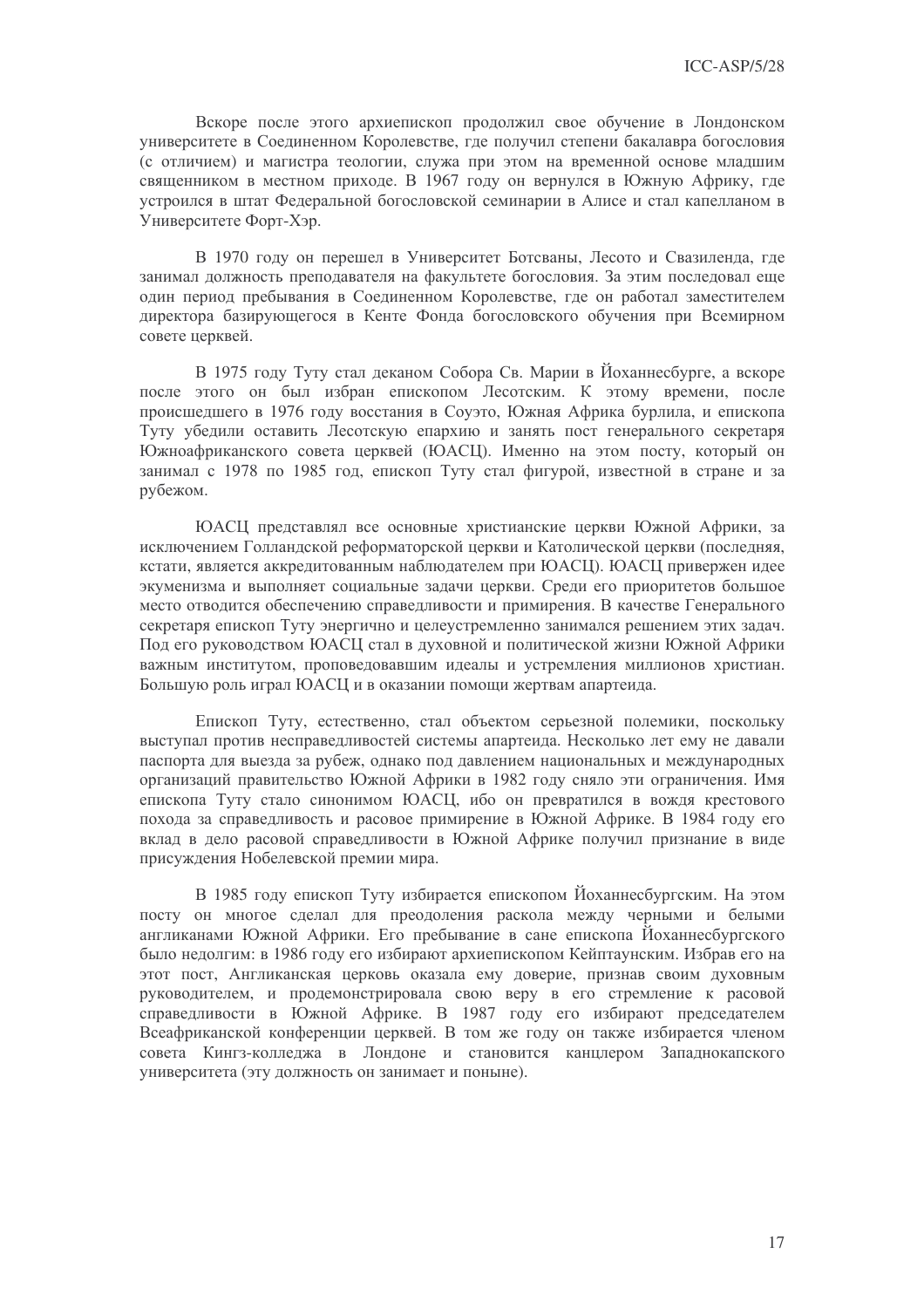Вскоре после этого архиепископ продолжил свое обучение в Лондонском университете в Соединенном Королевстве, где получил степени бакалавра богословия (с отличием) и магистра теологии, служа при этом на временной основе младшим священником в местном приходе. В 1967 году он вернулся в Южную Африку, где устроился в штат Федеральной богословской семинарии в Алисе и стал капелланом в Университете Форт-Хэр.

В 1970 году он перешел в Университет Ботсваны, Лесото и Свазиленда, где занимал должность преподавателя на факультете богословия. За этим последовал еще один период пребывания в Соединенном Королевстве, где он работал заместителем директора базирующегося в Кенте Фонда богословского обучения при Всемирном совете церквей.

В 1975 году Туту стал деканом Собора Св. Марии в Йоханнесбурге, а вскоре после этого он был избран епископом Лесотским. К этому времени, после происшедшего в 1976 году восстания в Соуэто, Южная Африка бурлила, и епископа Туту убедили оставить Лесотскую епархию и занять пост генерального секретаря Южноафриканского совета церквей (ЮАСЦ). Именно на этом посту, который он занимал с 1978 по 1985 год, епископ Туту стал фигурой, известной в стране и за рубежом.

ЮАСЦ представлял все основные христианские церкви Южной Африки, за исключением Голландской реформаторской церкви и Католической церкви (последняя, кстати, является аккредитованным наблюдателем при ЮАСЦ). ЮАСЦ привержен идее экуменизма и выполняет социальные задачи церкви. Среди его приоритетов большое место отводится обеспечению справедливости и примирения. В качестве Генерального секретаря епископ Туту энергично и целеустремленно занимался решением этих задач. Под его руководством ЮАСЦ стал в духовной и политической жизни Южной Африки важным институтом, проповедовавшим идеалы и устремления миллионов христиан. Большую роль играл ЮАСЦ и в оказании помощи жертвам апартеида.

Епископ Туту, естественно, стал объектом серьезной полемики, поскольку выступал против несправедливостей системы апартеида. Несколько лет ему не давали паспорта для выезда за рубеж, однако под давлением национальных и международных организаций правительство Южной Африки в 1982 году сняло эти ограничения. Имя епископа Туту стало синонимом ЮАСЦ, ибо он превратился в вождя крестового похода за справедливость и расовое примирение в Южной Африке. В 1984 году его вклад в дело расовой справедливости в Южной Африке получил признание в виде присуждения Нобелевской премии мира.

В 1985 году епископ Туту избирается епископом Йоханнесбургским. На этом посту он многое сделал для преодоления раскола между черными и белыми англиканами Южной Африки. Его пребывание в сане епископа Йоханнесбургского было недолгим: в 1986 году его избирают архиепископом Кейптаунским. Избрав его на этот пост, Англиканская церковь оказала ему доверие, признав своим духовным руководителем, и продемонстрировала свою веру в его стремление к расовой справедливости в Южной Африке. В 1987 году его избирают председателем Всеафриканской конференции церквей. В том же году он также избирается членом совета Кингз-колледжа в Лондоне и становится канцлером Западнокапского университета (эту должность он занимает и поныне).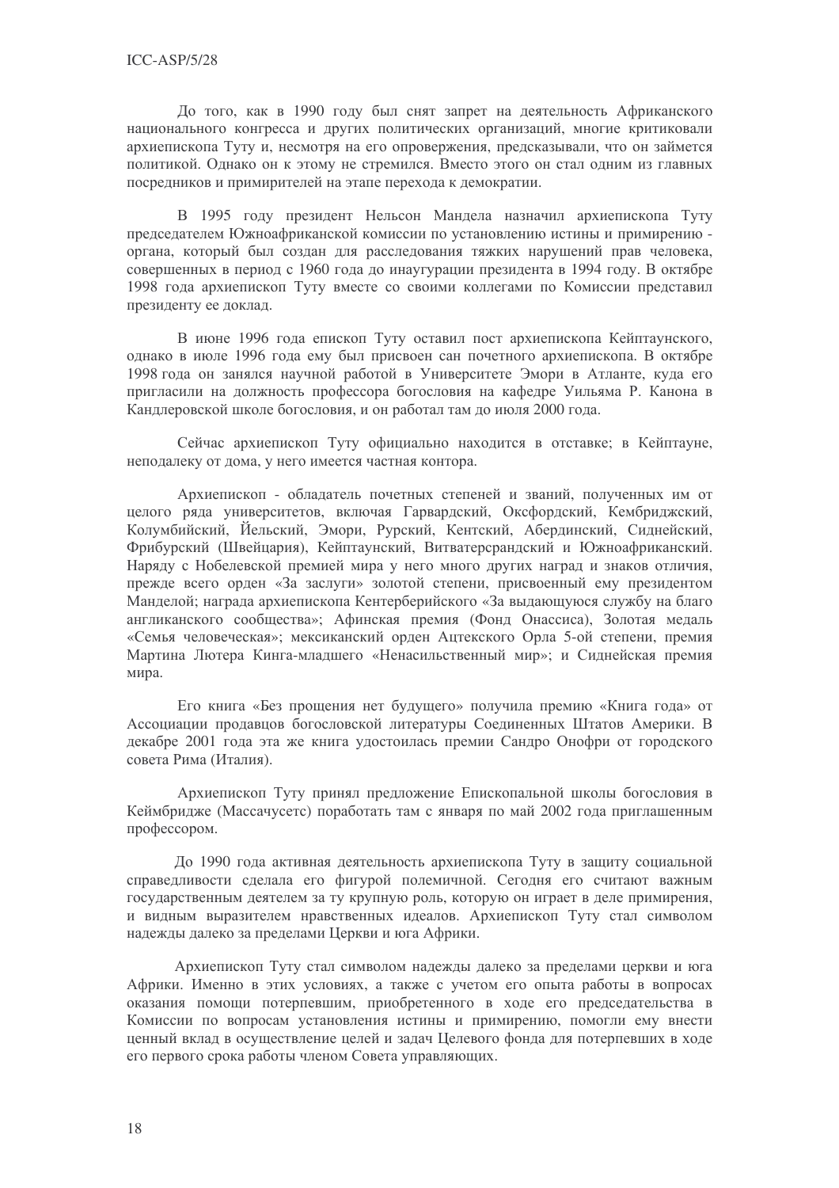До того, как в 1990 году был снят запрет на деятельность Африканского национального конгресса и других политических организаций, многие критиковали архиепископа Туту и, несмотря на его опровержения, предсказывали, что он займется политикой. Однако он к этому не стремился. Вместо этого он стал одним из главных посредников и примирителей на этапе перехода к демократии.

В 1995 году президент Нельсон Мандела назначил архиепископа Туту председателем Южноафриканской комиссии по установлению истины и примирению - органа, который был создан для расследования тяжких нарушений прав человека, совершенных в период с 1960 года до инаугурации президента в 1994 году. В октябре 1998 года архиепископ Туту вместе со своими коллегами по Комиссии представил президенту ее доклад.

В июне 1996 года епископ Туту оставил пост архиепископа Кейптаунского, однако в июле 1996 года ему был присвоен сан почетного архиепископа. В октябре 1998 года он занялся научной работой в Университете Эмори в Атланте, куда его пригласили на должность профессора богословия на кафедре Уильяма Р. Канона в Кандлеровской школе богословия, и он работал там до июля 2000 года.

Сейчас архиепископ Туту официально находится в отставке; в Кейптауне, неподалеку от дома, у него имеется частная контора.

Архиепископ - обладатель почетных степеней и званий, полученных им от целого ряда университетов, включая Гарвардский, Оксфордский, Кембриджский, Колумбийский, Йельский, Эмори, Рурский, Кентский, Абердинский, Сиднейский, Фрибурский (Швейцария), Кейптаунский, Витватерсрандский и Южноафриканский. Наряду с Нобелевской премией мира у него много других наград и знаков отличия, прежде всего орден «За заслуги» золотой степени, присвоенный ему президентом Манделой; награда архиепископа Кентерберийского «За выдающуюся службу на благо англиканского сообщества»; Афинская премия (Фонд Онассиса), Золотая медаль «Семья человеческая»; мексиканский орден Ацтекского Орла 5-ой степени, премия Мартина Лютера Кинга-младшего «Ненасильственный мир»; и Сиднейская премия мира.

Его книга «Без прощения нет будущего» получила премию «Книга года» от Ассоциации продавцов богословской литературы Соединенных Штатов Америки. В декабре 2001 года эта же книга удостоилась премии Сандро Онофри от городского совета Рима (Италия).

Архиепископ Туту принял предложение Епископальной школы богословия в Кеймбридже (Массачусетс) поработать там с января по май 2002 года приглашенным профессором.

До 1990 года активная деятельность архиепископа Туту в защиту социальной справедливости сделала его фигурой полемичной. Сегодня его считают важным государственным деятелем за ту крупную роль, которую он играет в деле примирения, и видным выразителем нравственных идеалов. Архиепископ Туту стал символом надежды далеко за пределами Церкви и юга Африки.

Архиепископ Туту стал символом надежды далеко за пределами церкви и юга Африки. Именно в этих условиях, а также с учетом его опыта работы в вопросах оказания помощи потерпевшим, приобретенного в ходе его председательства в Комиссии по вопросам установления истины и примирению, помогли ему внести ценный вклад в осуществление целей и задач Целевого фонда для потерпевших в ходе его первого срока работы членом Совета управляющих.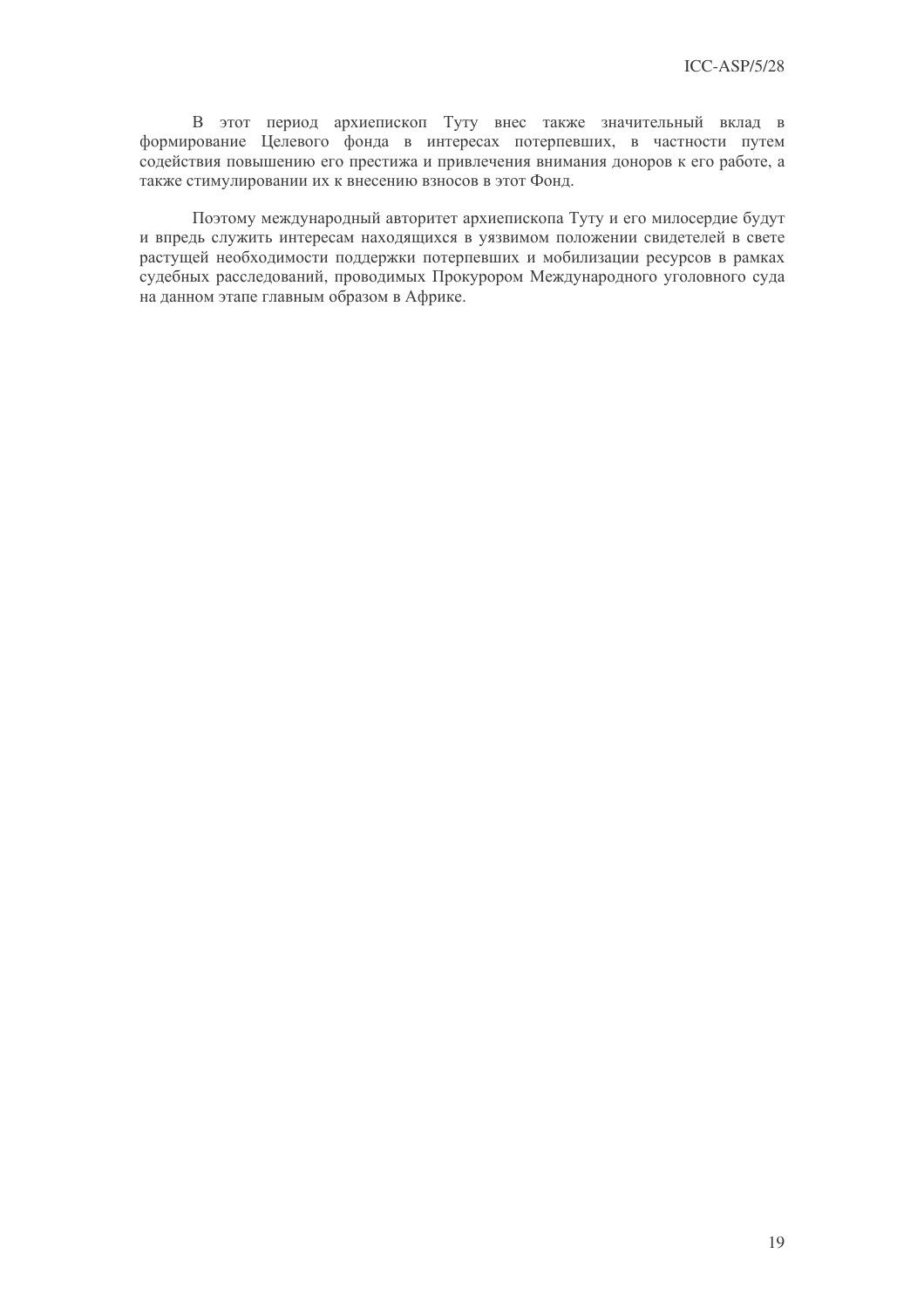В этот период архиепископ Туту внес также значительный вклад в формирование Целевого фонда в интересах потерпевших, в частности путем содействия повышению его престижа и привлечения внимания доноров к его работе, а также стимулировании их к внесению взносов в этот Фонд.

Поэтому международный авторитет архиепископа Туту и его милосердие будут и впредь служить интересам находящихся в уязвимом положении свидетелей в свете растущей необходимости поддержки потерпевших и мобилизации ресурсов в рамках судебных расследований, проводимых Прокурором Международного уголовного суда на данном этапе главным образом в Африке.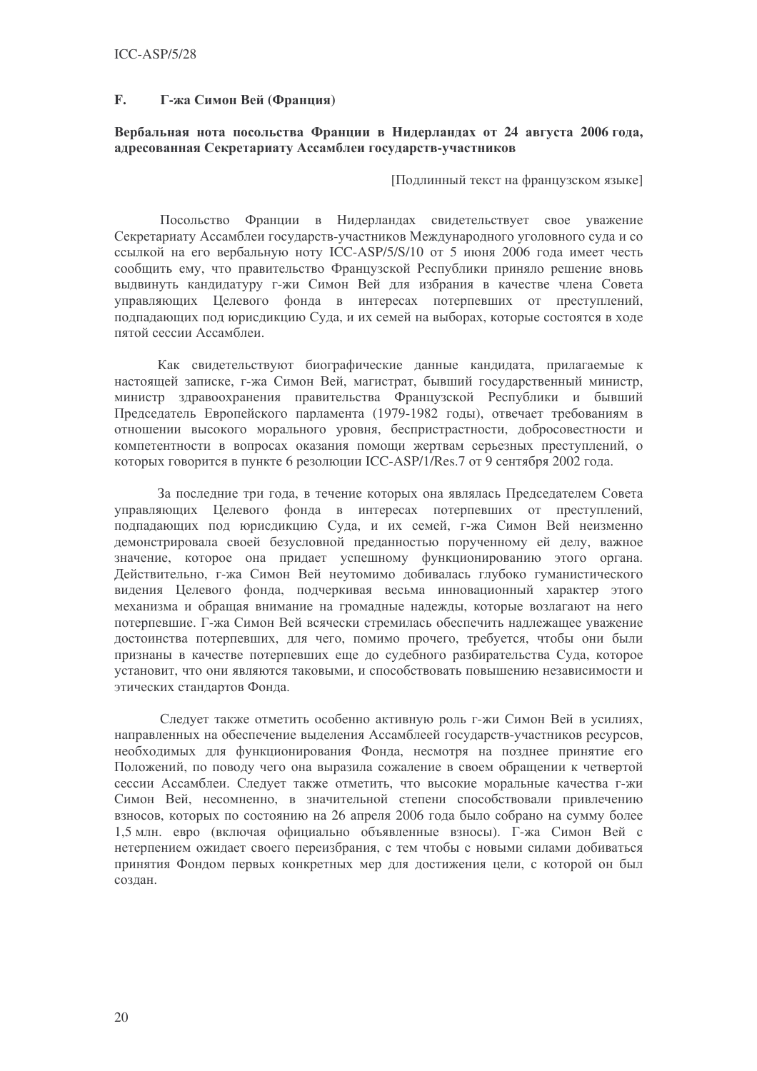## F. Г-жа Симон Вей (Франция)

**Вербальная нота посольства Франции в Нидерландах от 24 августа 2006 года, адресованная Секретариату Ассамблеи государств-участников**

[Подлинный текст на французском языке]

Посольство Франции в Нидерландах свидетельствует свое уважение Секретариату Ассамблеи государств-участников Международного уголовного суда и со ссылкой на его вербальную ноту ICC-ASP/5/S/10 от 5 июня 2006 года имеет честь сообщить ему, что правительство Французской Республики приняло решение вновь выдвинуть кандидатуру г-жи Симон Вей для избрания в качестве члена Совета управляющих Целевого фонда в интересах потерпевших от преступлений, подпадающих под юрисдикцию Суда, и их семей на выборах, которые состоятся в ходе пятой сессии Ассамблеи.

Как свидетельствуют биографические данные кандидата, прилагаемые к настоящей записке, г-жа Симон Вей, магистрат, бывший государственный министр, министр здравоохранения правительства Французской Республики и бывший Председатель Европейского парламента (1979-1982 годы), отвечает требованиям в отношении высокого морального уровня, беспристрастности, добросовестности и компетентности в вопросах оказания помощи жертвам серьезных преступлений, о которых говорится в пункте 6 резолюции ICC-ASP/1/Res.7 от 9 сентября 2002 года.

За последние три года, в течение которых она являлась Председателем Совета управляющих Целевого фонда в интересах потерпевших от преступлений, подпадающих под юрисдикцию Суда, и их семей, г-жа Симон Вей неизменно демонстрировала своей безусловной преданностью порученному ей делу, важное значение, которое она придает успешному функционированию этого органа. Действительно, г-жа Симон Вей неутомимо добивалась глубоко гуманистического видения Целевого фонда, подчеркивая весьма инновационный характер этого механизма и обращая внимание на громадные надежды, которые возлагают на него потерпевшие. Г-жа Симон Вей всячески стремилась обеспечить надлежащее уважение достоинства потерпевших, для чего, помимо прочего, требуется, чтобы они были признаны в качестве потерпевших еще до судебного разбирательства Суда, которое установит, что они являются таковыми, и способствовать повышению независимости и этических стандартов Фонда.

Следует также отметить особенно активную роль г-жи Симон Вей в усилиях, направленных на обеспечение выделения Ассамблеей государств-участников ресурсов, необходимых для функционирования Фонда, несмотря на позднее принятие его Положений, по поводу чего она выразила сожаление в своем обращении к четвертой сессии Ассамблеи. Следует также отметить, что высокие моральные качества г-жи Симон Вей, несомненно, в значительной степени способствовали привлечению взносов, которых по состоянию на 26 апреля 2006 года было собрано на сумму более 1,5 млн. евро (включая официально объявленные взносы). Г-жа Симон Вей с нетерпением ожидает своего переизбрания, с тем чтобы с новыми силами добиваться принятия Фондом первых конкретных мер для достижения цели, с которой он был создан.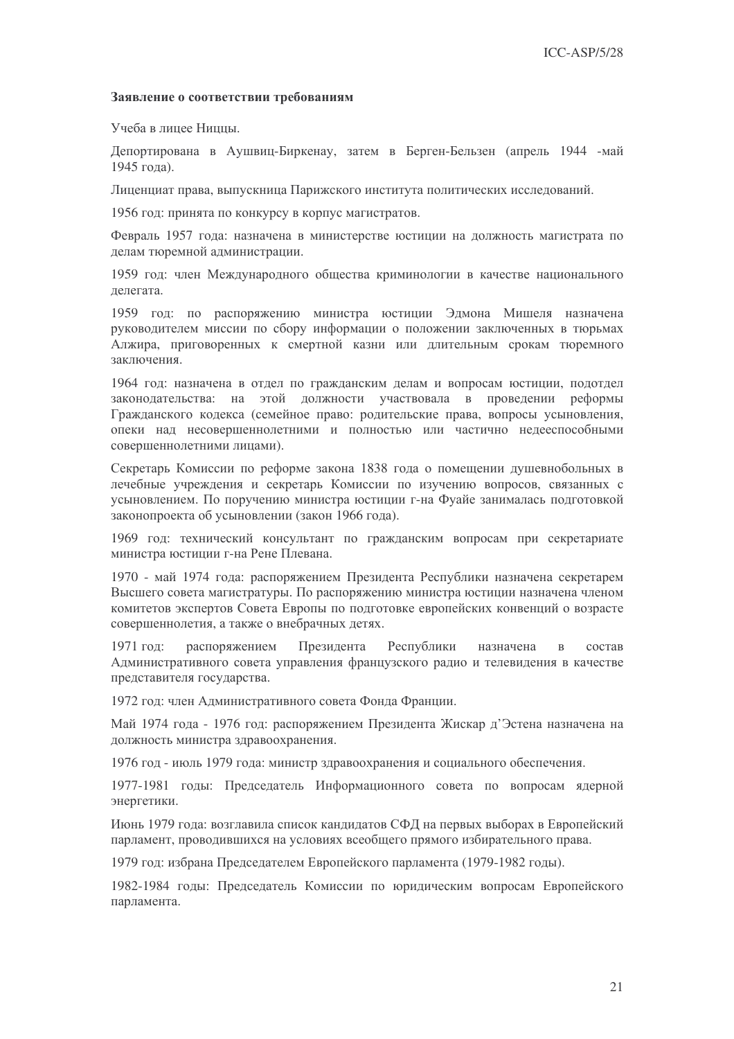**Заявление о соответствии требованиям**

Учеба в лицее Ниццы.

Депортирована в Аушвиц-Биркенау, затем в Берген-Бельзен (апрель 1944 -май 1945 года).

Лиценциат права, выпускница Парижского института политических исследований.

1956 год: принята по конкурсу в корпус магистратов.

Февраль 1957 года: назначена в министерстве юстиции на должность магистрата по делам тюремной администрации.

1959 год: член Международного общества криминологии в качестве национального делегата.

1959 год: по распоряжению министра юстиции Эдмона Мишеля назначена руководителем миссии по сбору информации о положении заключенных в тюрьмах Алжира, приговоренных к смертной казни или длительным срокам тюремного заключения.

1964 год: назначена в отдел по гражданским делам и вопросам юстиции, подотдел законодательства: на этой должности участвовала в проведении реформы Гражданского кодекса (семейное право: родительские права, вопросы усыновления, опеки над несовершеннолетними и полностью или частично недееспособными совершеннолетними лицами).

Секретарь Комиссии по реформе закона 1838 года о помещении душевнобольных в лечебные учреждения и секретарь Комиссии по изучению вопросов, связанных с усыновлением. По поручению министра юстиции г-на Фуайе занималась подготовкой законопроекта об усыновлении (закон 1966 года).

1969 год: технический консультант по гражданским вопросам при секретариате министра юстиции г-на Рене Плевана.

1970 - май 1974 года: распоряжением Президента Республики назначена секретарем Высшего совета магистратуры. По распоряжению министра юстиции назначена членом комитетов экспертов Совета Европы по подготовке европейских конвенций о возрасте совершеннолетия, а также о внебрачных детях.

1971 год: распоряжением Президента Республики назначена в состав Административного совета управления французского радио и телевидения в качестве представителя государства.

1972 год: член Административного совета Фонда Франции.

Май 1974 года - 1976 год: распоряжением Президента Жискар д'Эстена назначена на должность министра здравоохранения.

1976 год - июль 1979 года: министр здравоохранения и социального обеспечения.

1977-1981 годы: Председатель Информационного совета по вопросам ядерной энергетики.

Июнь 1979 года: возглавила список кандидатов СФД на первых выборах в Европейский парламент, проводившихся на условиях всеобщего прямого избирательного права.

1979 год: избрана Председателем Европейского парламента (1979-1982 годы).

1982-1984 годы: Председатель Комиссии по юридическим вопросам Европейского парламента.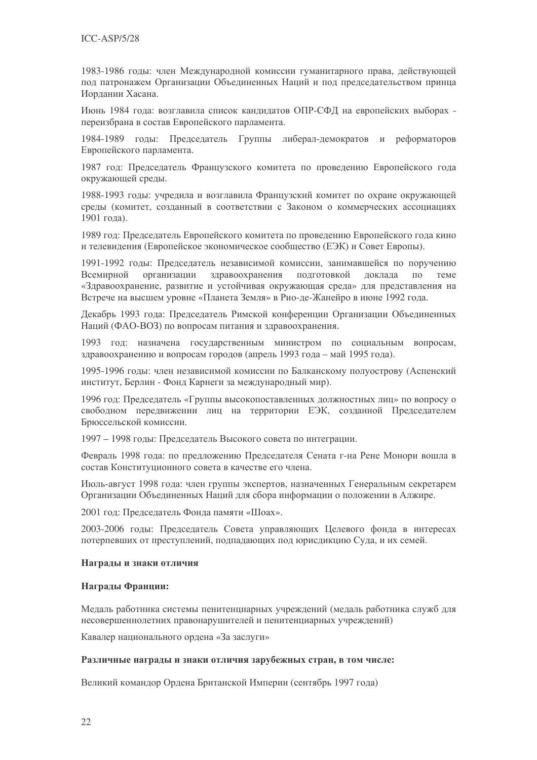1983-1986 годы: член Международной комиссии гуманитарного права, действующей под патронажем Организации Объединенных Наций и под председательством принца Иордании Хасана.

Июнь 1984 года: возглавила список кандидатов ОПР-СФД на европейских выборах - переизбрана в состав Европейского парламента.

1984-1989 годы: Председатель Группы либерал-демократов и реформаторов Европейского парламента.

1987 год: Председатель Французского комитета по проведению Европейского года окружающей среды.

1988-1993 годы: учредила и возглавила Французский комитет по охране окружающей среды (комитет, созданный в соответствии с Законом о коммерческих ассоциациях 1901 года).

1989 год: Председатель Европейского комитета по проведению Европейского года кино и телевидения (Европейское экономическое сообщество (ЕЭК) и Совет Европы).

1991-1992 годы: Председатель независимой комиссии, занимавшейся по поручению Всемирной организации здравоохранения подготовкой доклада по теме «Здравоохранение, развитие и устойчивая окружающая среда» для представления на Встрече на высшем уровне «Планета Земля» в Рио-де-Жанейро в июне 1992 года.

Декабрь 1993 года: Председатель Римской конференции Организации Объединенных Наций (ФАО-ВОЗ) по вопросам питания и здравоохранения.

1993 год: назначена государственным министром по социальным вопросам, здравоохранению и вопросам городов (апрель 1993 года – май 1995 года).

1995-1996 годы: член независимой комиссии по Балканскому полуострову (Аспенский институт, Берлин - Фонд Карнеги за международный мир).

1996 год: Председатель «Группы высокопоставленных должностных лиц» по вопросу о свободном передвижении лиц на территории ЕЭК, созданной Председателем Брюссельской комиссии.

1997 – 1998 годы: Председатель Высокого совета по интеграции.

Февраль 1998 года: по предложению Председателя Сената г-на Рене Монори вошла в состав Конституционного совета в качестве его члена.

Июль-август 1998 года: член группы экспертов, назначенных Генеральным секретарем Организации Объединенных Наций для сбора информации о положении в Алжире.

2001 год: Председатель Фонда памяти «Шоах».

2003-2006 годы: Председатель Совета управляющих Целевого фонда в интересах потерпевших от преступлений, подпадающих под юрисдикцию Суда, и их семей.

**Награды и знаки отличия**

**Награды Франции:**

Медаль работника системы пенитенциарных учреждений (медаль работника служб для несовершеннолетних правонарушителей и пенитенциарных учреждений)

Кавалер национального ордена «За заслуги»

**Различные награды и знаки отличия зарубежных стран, в том числе:**

Великий командор Ордена Британской Империи (сентябрь 1997 года)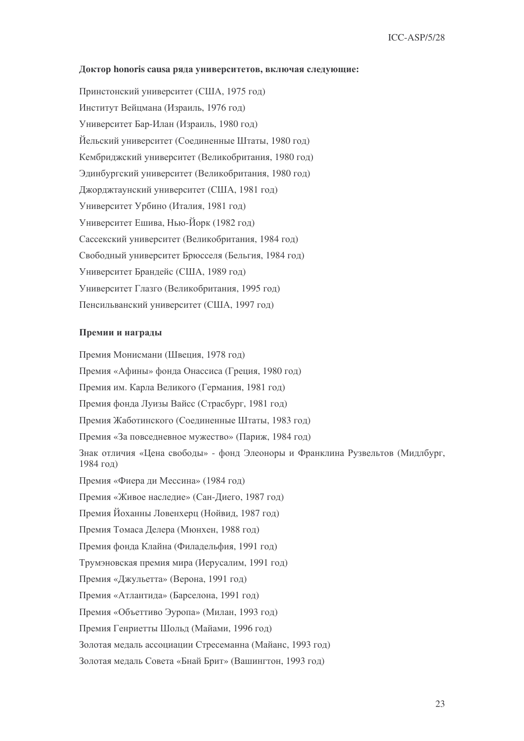**Доктор honoris causa ряда университетов, включая следующие:**

Принстонский университет (США, 1975 год)

Институт Вейцмана (Израиль, 1976 год)

Университет Бар-Илан (Израиль, 1980 год)

Йельский университет (Соединенные Штаты, 1980 год)

Кембриджский университет (Великобритания, 1980 год)

Эдинбургский университет (Великобритания, 1980 год)

Джорджтаунский университет (США, 1981 год)

Университет Урбино (Италия, 1981 год)

Университет Ешива, Нью-Йорк (1982 год)

Сассекский университет (Великобритания, 1984 год)

Свободный университет Брюсселя (Бельгия, 1984 год)

Университет Брандейс (США, 1989 год)

Университет Глазго (Великобритания, 1995 год)

Пенсильванский университет (США, 1997 год)

**Премии и награды**

Премия Монисмани (Швеция, 1978 год)

Премия «Афины» фонда Онассиса (Греция, 1980 год)

Премия им. Карла Великого (Германия, 1981 год)

Премия фонда Луизы Вайсс (Страсбург, 1981 год)

Премия Жаботинского (Соединенные Штаты, 1983 год)

Премия «За повседневное мужество» (Париж, 1984 год)

Знак отличия «Цена свободы» - фонд Элеоноры и Франклина Рузвельтов (Мидлбург, 1984 год)

Премия «Фиера ди Мессина» (1984 год)

Премия «Живое наследие» (Сан-Диего, 1987 год)

Премия Йоханны Ловенхерц (Нойвид, 1987 год)

Премия Томаса Делера (Мюнхен, 1988 год)

Премия фонда Клайна (Филадельфия, 1991 год)

Трумэновская премия мира (Иерусалим, 1991 год)

Премия «Джульетта» (Верона, 1991 год)

Премия «Атлантида» (Барселона, 1991 год)

Премия «Объеттиво Эуропа» (Милан, 1993 год)

Премия Генриетты Шольд (Майами, 1996 год)

Золотая медаль ассоциации Стресеманна (Майанс, 1993 год)

Золотая медаль Совета «Бнай Брит» (Вашингтон, 1993 год)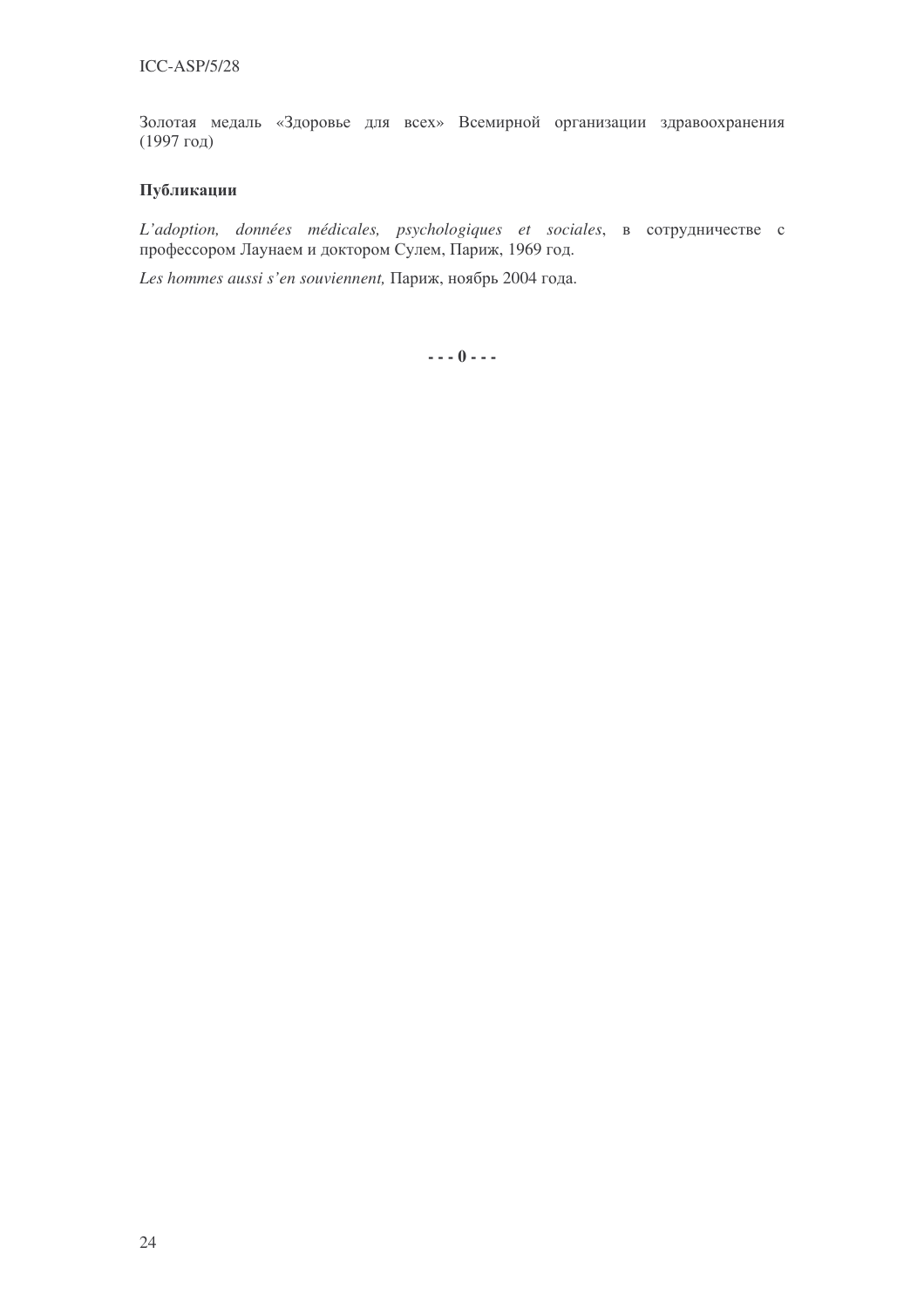Золотая медаль «Здоровье для всех» Всемирной организации здравоохранения (1997 год)

**Публикации**

*L'adoption, données médicales, psychologiques et sociales*, в сотрудничестве с профессором Лаунаем и доктором Сулем, Париж, 1969 год.

*Les hommes aussi s'en souviennent,* Париж, ноябрь 2004 года.

- - - 0 - - -